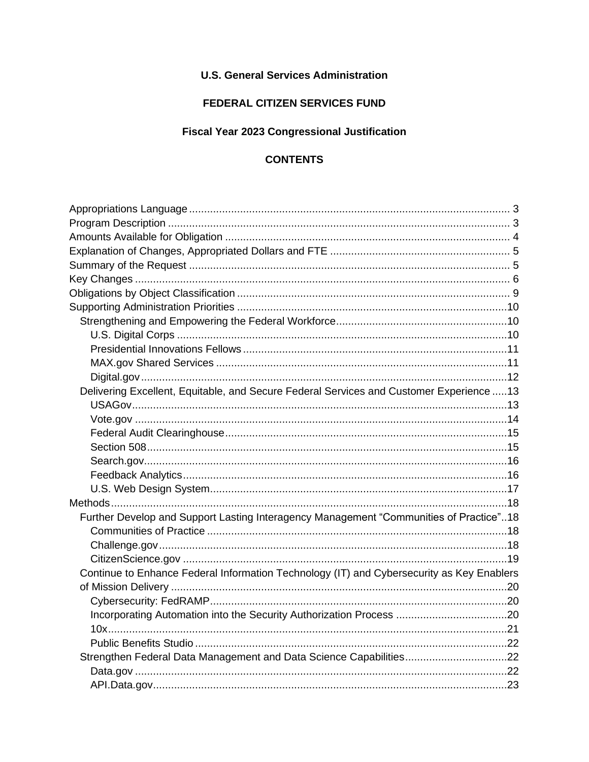**U.S. General Services Administration**

**FEDERAL CITIZEN SERVICES FUND**

**Fiscal Year 2023 Congressional Justification**

**CONTENTS**

- Appropriations Language ... 3
- Program Description ... 3
- Amounts Available for Obligation ... 4
- Explanation of Changes, Appropriated Dollars and FTE ... 5
- Summary of the Request ... 5
- Key Changes ... 6
- Obligations by Object Classification ... 9
- Supporting Administration Priorities ... 10
  - Strengthening and Empowering the Federal Workforce ... 10
    - U.S. Digital Corps ... 10
    - Presidential Innovations Fellows ... 11
    - MAX.gov Shared Services ... 11
    - Digital.gov ... 12
  - Delivering Excellent, Equitable, and Secure Federal Services and Customer Experience ... 13
    - USAGov ... 13
    - Vote.gov ... 14
    - Federal Audit Clearinghouse ... 15
    - Section 508 ... 15
    - Search.gov ... 16
    - Feedback Analytics ... 16
    - U.S. Web Design System ... 17
- Methods ... 18
  - Further Develop and Support Lasting Interagency Management “Communities of Practice” .. 18
    - Communities of Practice ... 18
    - Challenge.gov ... 18
    - CitizenScience.gov ... 19
  - Continue to Enhance Federal Information Technology (IT) and Cybersecurity as Key Enablers of Mission Delivery ... 20
    - Cybersecurity: FedRAMP ... 20
    - Incorporating Automation into the Security Authorization Process ... 20
    - 10x ... 21
    - Public Benefits Studio ... 22
  - Strengthen Federal Data Management and Data Science Capabilities ... 22
    - Data.gov ... 22
    - API.Data.gov ... 23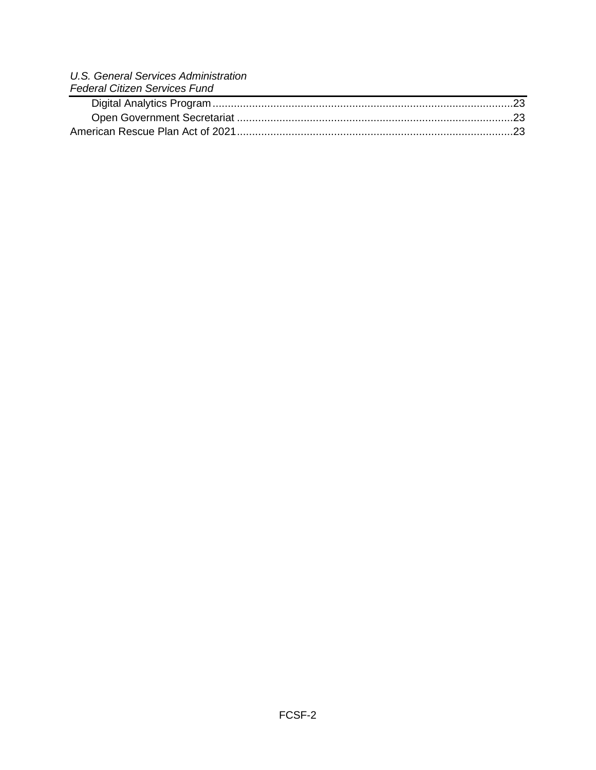- Digital Analytics Program ........................................................................................23
- Open Government Secretariat ....................................................................................23

American Rescue Plan Act of 2021 ..............................................................................23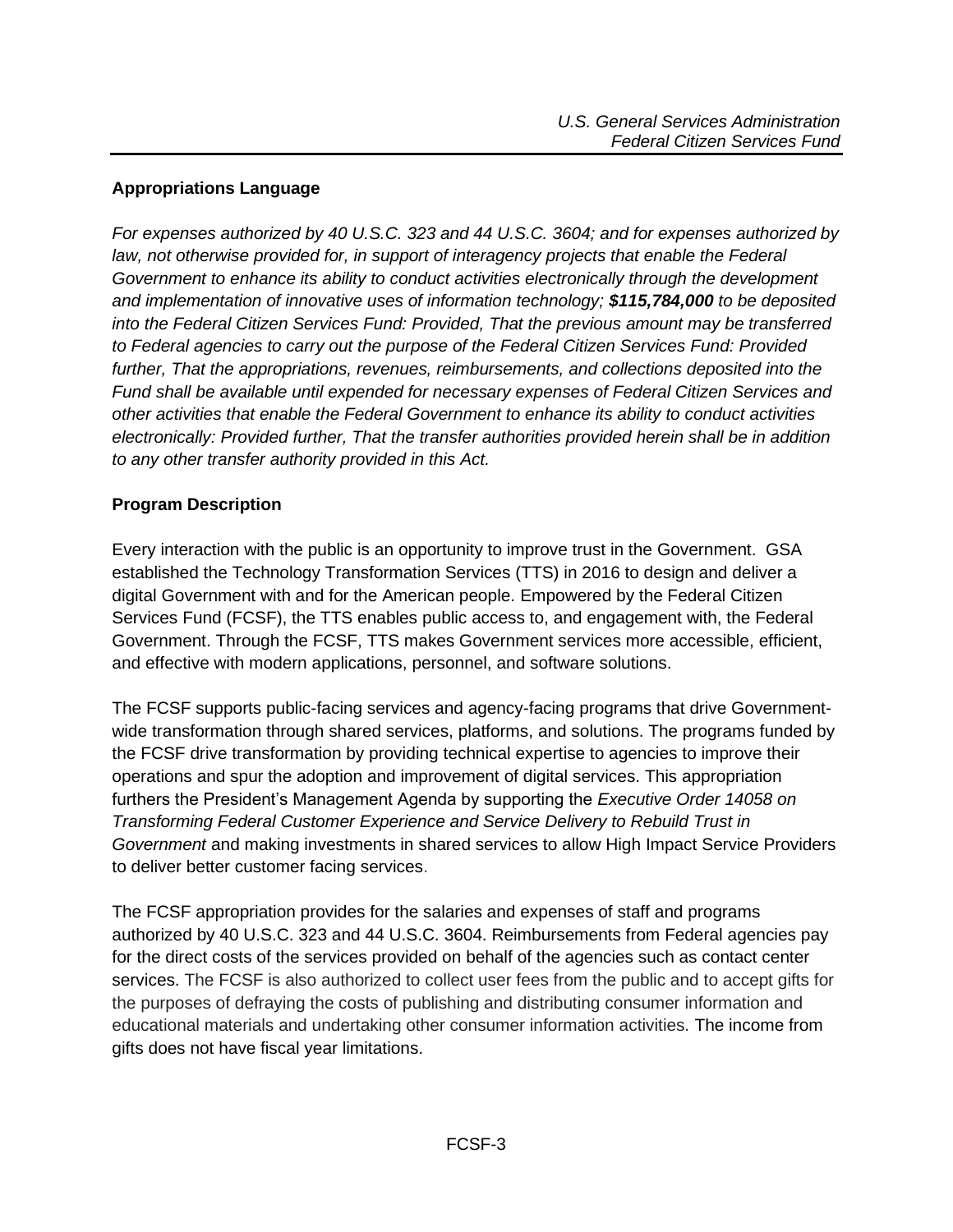## Appropriations Language

*For expenses authorized by 40 U.S.C. 323 and 44 U.S.C. 3604; and for expenses authorized by law, not otherwise provided for, in support of interagency projects that enable the Federal Government to enhance its ability to conduct activities electronically through the development and implementation of innovative uses of information technology; **$115,784,000** to be deposited into the Federal Citizen Services Fund: Provided, That the previous amount may be transferred to Federal agencies to carry out the purpose of the Federal Citizen Services Fund: Provided further, That the appropriations, revenues, reimbursements, and collections deposited into the Fund shall be available until expended for necessary expenses of Federal Citizen Services and other activities that enable the Federal Government to enhance its ability to conduct activities electronically: Provided further, That the transfer authorities provided herein shall be in addition to any other transfer authority provided in this Act.*

## Program Description

Every interaction with the public is an opportunity to improve trust in the Government. GSA established the Technology Transformation Services (TTS) in 2016 to design and deliver a digital Government with and for the American people. Empowered by the Federal Citizen Services Fund (FCSF), the TTS enables public access to, and engagement with, the Federal Government. Through the FCSF, TTS makes Government services more accessible, efficient, and effective with modern applications, personnel, and software solutions.

The FCSF supports public-facing services and agency-facing programs that drive Government-wide transformation through shared services, platforms, and solutions. The programs funded by the FCSF drive transformation by providing technical expertise to agencies to improve their operations and spur the adoption and improvement of digital services. This appropriation furthers the President's Management Agenda by supporting the *Executive Order 14058 on Transforming Federal Customer Experience and Service Delivery to Rebuild Trust in Government* and making investments in shared services to allow High Impact Service Providers to deliver better customer facing services.

The FCSF appropriation provides for the salaries and expenses of staff and programs authorized by 40 U.S.C. 323 and 44 U.S.C. 3604. Reimbursements from Federal agencies pay for the direct costs of the services provided on behalf of the agencies such as contact center services. The FCSF is also authorized to collect user fees from the public and to accept gifts for the purposes of defraying the costs of publishing and distributing consumer information and educational materials and undertaking other consumer information activities. The income from gifts does not have fiscal year limitations.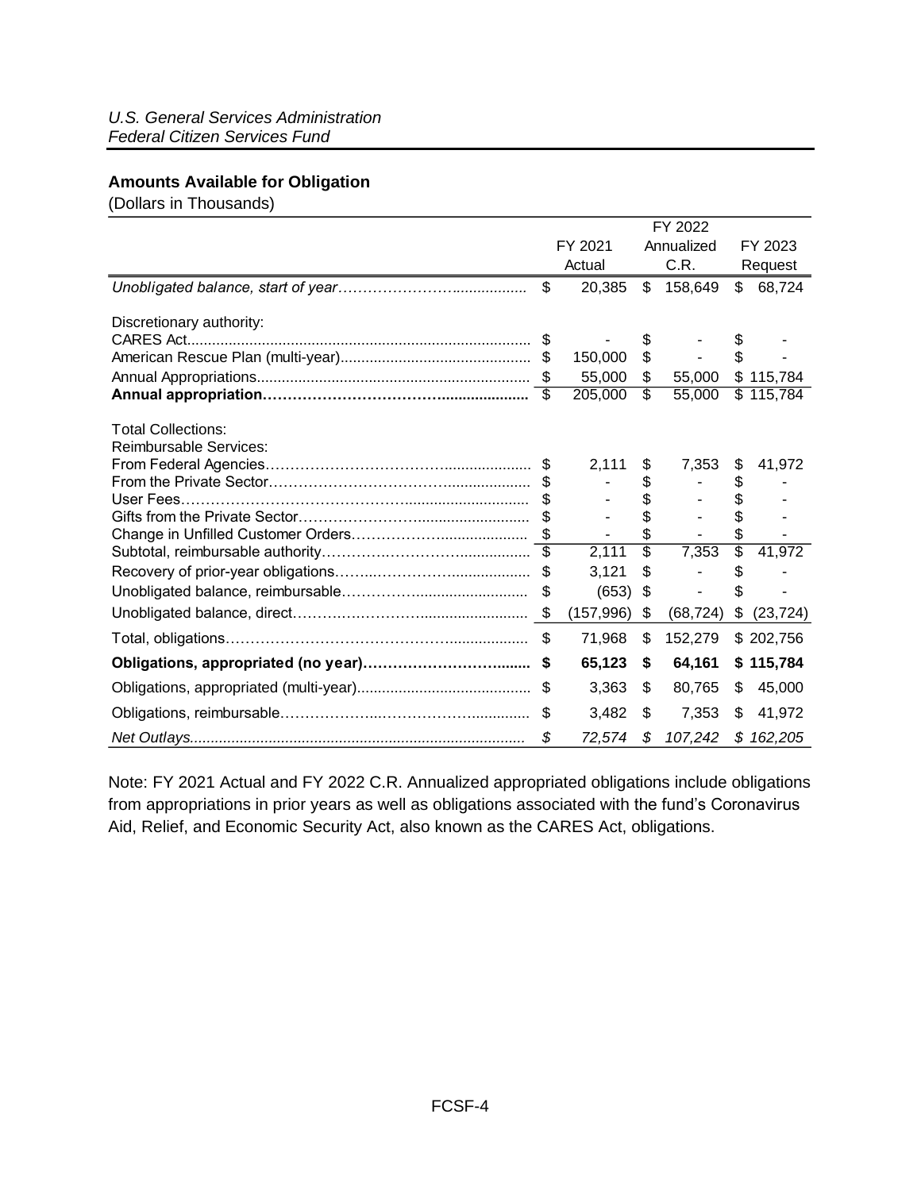*U.S. General Services Administration*
*Federal Citizen Services Fund*

## Amounts Available for Obligation

(Dollars in Thousands)

| | FY 2021 Actual | FY 2022 Annualized C.R. | FY 2023 Request |
|---|---|---|---|
| *Unobligated balance, start of year* | $ 20,385 | $ 158,649 | $ 68,724 |
| Discretionary authority: | | | |
| CARES Act | $ - | $ - | $ - |
| American Rescue Plan (multi-year) | $ 150,000 | $ - | $ - |
| Annual Appropriations | $ 55,000 | $ 55,000 | $ 115,784 |
| **Annual appropriation** | $ 205,000 | $ 55,000 | $ 115,784 |
| Total Collections: | | | |
| Reimbursable Services: | | | |
| From Federal Agencies | $ 2,111 | $ 7,353 | $ 41,972 |
| From the Private Sector | $ - | $ - | $ - |
| User Fees | $ - | $ - | $ - |
| Gifts from the Private Sector | $ - | $ - | $ - |
| Change in Unfilled Customer Orders | $ - | $ - | $ - |
| Subtotal, reimbursable authority | $ 2,111 | $ 7,353 | $ 41,972 |
| Recovery of prior-year obligations | $ 3,121 | $ - | $ - |
| Unobligated balance, reimbursable | $ (653) | $ - | $ - |
| Unobligated balance, direct | $ (157,996) | $ (68,724) | $ (23,724) |
| Total, obligations | $ 71,968 | $ 152,279 | $ 202,756 |
| **Obligations, appropriated (no year)** | **$ 65,123** | **$ 64,161** | **$ 115,784** |
| Obligations, appropriated (multi-year) | $ 3,363 | $ 80,765 | $ 45,000 |
| Obligations, reimbursable | $ 3,482 | $ 7,353 | $ 41,972 |
| *Net Outlays* | *$ 72,574* | *$ 107,242* | *$ 162,205* |

Note: FY 2021 Actual and FY 2022 C.R. Annualized appropriated obligations include obligations from appropriations in prior years as well as obligations associated with the fund's Coronavirus Aid, Relief, and Economic Security Act, also known as the CARES Act, obligations.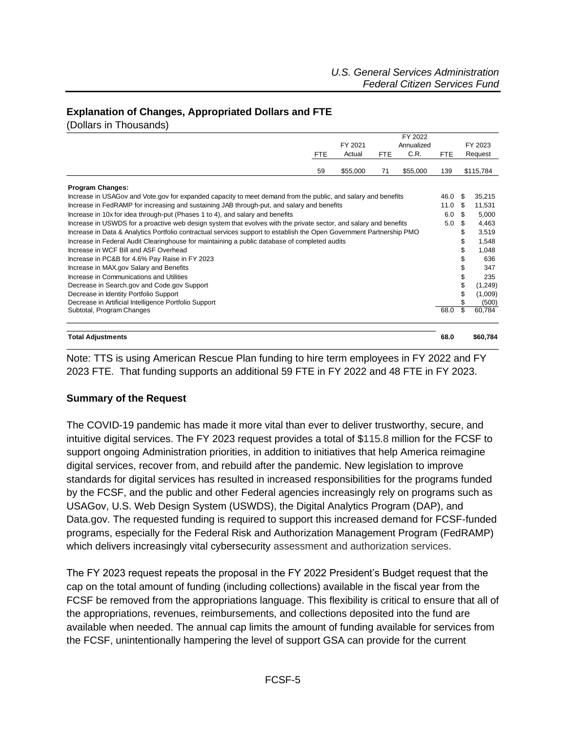## Explanation of Changes, Appropriated Dollars and FTE

(Dollars in Thousands)

| | FTE | FY 2021 Actual | FTE | FY 2022 Annualized C.R. | FTE | FY 2023 Request |
|---|---|---|---|---|---|---|
| | 59 | $55,000 | 71 | $55,000 | 139 | $115,784 |
| **Program Changes:** | | | | | | |
| Increase in USAGov and Vote.gov for expanded capacity to meet demand from the public, and salary and benefits | | | | | 46.0 | $ 35,215 |
| Increase in FedRAMP for increasing and sustaining JAB through-put, and salary and benefits | | | | | 11.0 | $ 11,531 |
| Increase in 10x for idea through-put (Phases 1 to 4), and salary and benefits | | | | | 6.0 | $ 5,000 |
| Increase in USWDS for a proactive web design system that evolves with the private sector, and salary and benefits | | | | | 5.0 | $ 4,463 |
| Increase in Data & Analytics Portfolio contractual services support to establish the Open Government Partnership PMO | | | | | | $ 3,519 |
| Increase in Federal Audit Clearinghouse for maintaining a public database of completed audits | | | | | | $ 1,548 |
| Increase in WCF Bill and ASF Overhead | | | | | | $ 1,048 |
| Increase in PC&B for 4.6% Pay Raise in FY 2023 | | | | | | $ 636 |
| Increase in MAX.gov Salary and Benefits | | | | | | $ 347 |
| Increase in Communications and Utilities | | | | | | $ 235 |
| Decrease in Search.gov and Code.gov Support | | | | | | $ (1,249) |
| Decrease in Identity Portfolio Support | | | | | | $ (1,009) |
| Decrease in Artificial Intelligence Portfolio Support | | | | | | $ (500) |
| Subtotal, Program Changes | | | | | 68.0 | $ 60,784 |
| **Total Adjustments** | | | | | **68.0** | **$60,784** |

Note: TTS is using American Rescue Plan funding to hire term employees in FY 2022 and FY 2023 FTE. That funding supports an additional 59 FTE in FY 2022 and 48 FTE in FY 2023.

### Summary of the Request

The COVID-19 pandemic has made it more vital than ever to deliver trustworthy, secure, and intuitive digital services. The FY 2023 request provides a total of $115.8 million for the FCSF to support ongoing Administration priorities, in addition to initiatives that help America reimagine digital services, recover from, and rebuild after the pandemic. New legislation to improve standards for digital services has resulted in increased responsibilities for the programs funded by the FCSF, and the public and other Federal agencies increasingly rely on programs such as USAGov, U.S. Web Design System (USWDS), the Digital Analytics Program (DAP), and Data.gov. The requested funding is required to support this increased demand for FCSF-funded programs, especially for the Federal Risk and Authorization Management Program (FedRAMP) which delivers increasingly vital cybersecurity assessment and authorization services.

The FY 2023 request repeats the proposal in the FY 2022 President's Budget request that the cap on the total amount of funding (including collections) available in the fiscal year from the FCSF be removed from the appropriations language. This flexibility is critical to ensure that all of the appropriations, revenues, reimbursements, and collections deposited into the fund are available when needed. The annual cap limits the amount of funding available for services from the FCSF, unintentionally hampering the level of support GSA can provide for the current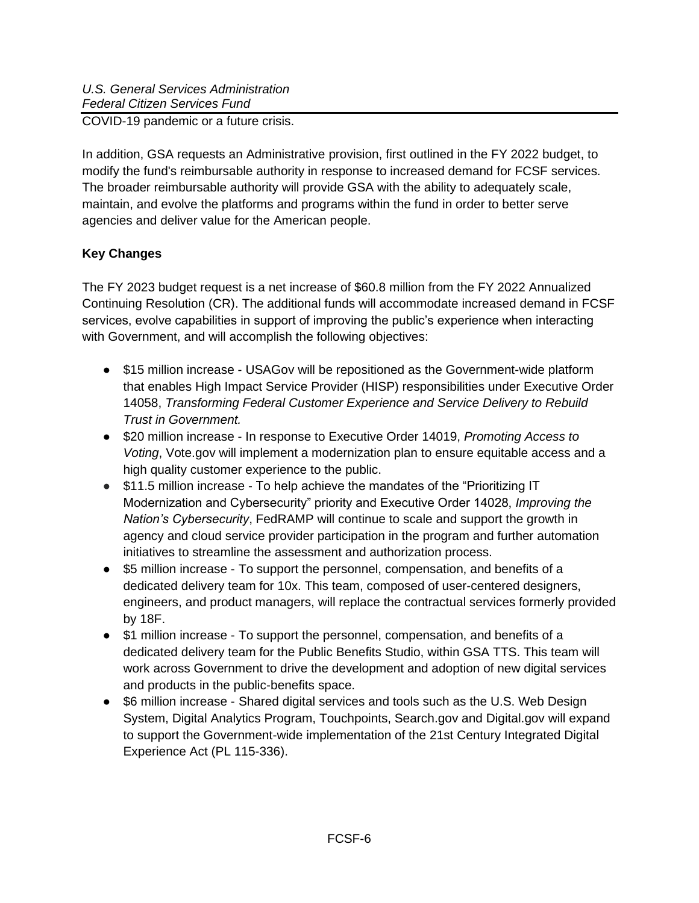COVID-19 pandemic or a future crisis.

In addition, GSA requests an Administrative provision, first outlined in the FY 2022 budget, to modify the fund's reimbursable authority in response to increased demand for FCSF services. The broader reimbursable authority will provide GSA with the ability to adequately scale, maintain, and evolve the platforms and programs within the fund in order to better serve agencies and deliver value for the American people.

**Key Changes**

The FY 2023 budget request is a net increase of $60.8 million from the FY 2022 Annualized Continuing Resolution (CR). The additional funds will accommodate increased demand in FCSF services, evolve capabilities in support of improving the public's experience when interacting with Government, and will accomplish the following objectives:

- $15 million increase - USAGov will be repositioned as the Government-wide platform that enables High Impact Service Provider (HISP) responsibilities under Executive Order 14058, *Transforming Federal Customer Experience and Service Delivery to Rebuild Trust in Government.*
- $20 million increase - In response to Executive Order 14019, *Promoting Access to Voting*, Vote.gov will implement a modernization plan to ensure equitable access and a high quality customer experience to the public.
- $11.5 million increase - To help achieve the mandates of the "Prioritizing IT Modernization and Cybersecurity" priority and Executive Order 14028, *Improving the Nation's Cybersecurity*, FedRAMP will continue to scale and support the growth in agency and cloud service provider participation in the program and further automation initiatives to streamline the assessment and authorization process.
- $5 million increase - To support the personnel, compensation, and benefits of a dedicated delivery team for 10x. This team, composed of user-centered designers, engineers, and product managers, will replace the contractual services formerly provided by 18F.
- $1 million increase - To support the personnel, compensation, and benefits of a dedicated delivery team for the Public Benefits Studio, within GSA TTS. This team will work across Government to drive the development and adoption of new digital services and products in the public-benefits space.
- $6 million increase - Shared digital services and tools such as the U.S. Web Design System, Digital Analytics Program, Touchpoints, Search.gov and Digital.gov will expand to support the Government-wide implementation of the 21st Century Integrated Digital Experience Act (PL 115-336).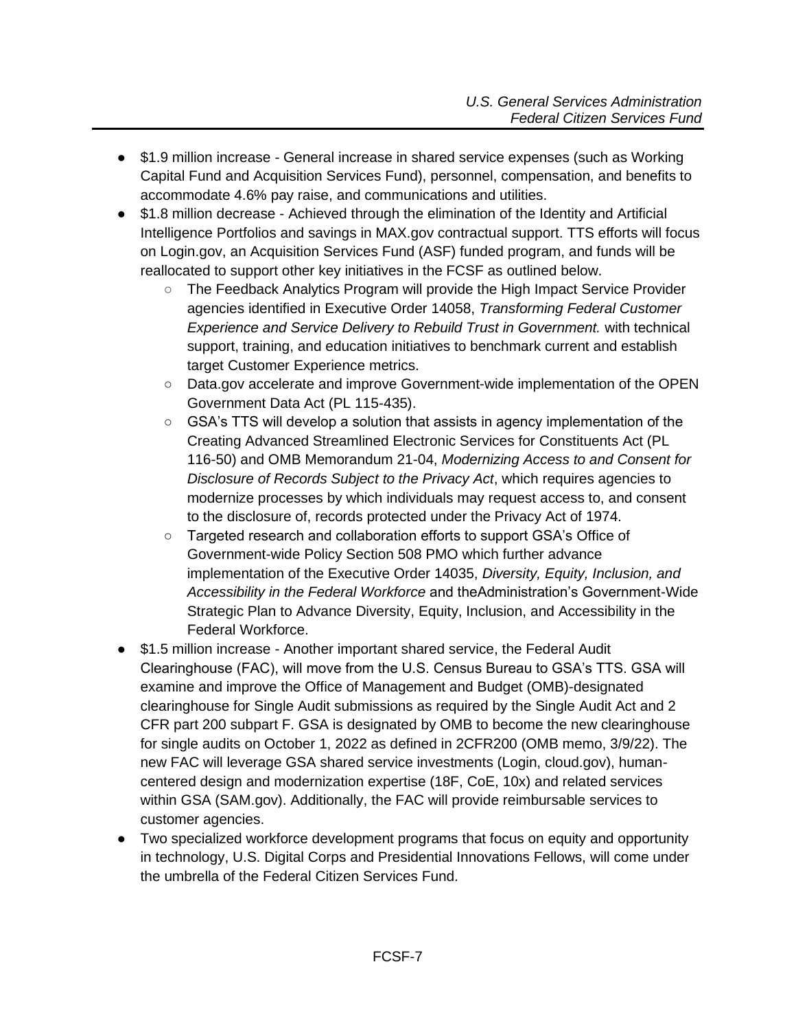- $1.9 million increase - General increase in shared service expenses (such as Working Capital Fund and Acquisition Services Fund), personnel, compensation, and benefits to accommodate 4.6% pay raise, and communications and utilities.
- $1.8 million decrease - Achieved through the elimination of the Identity and Artificial Intelligence Portfolios and savings in MAX.gov contractual support. TTS efforts will focus on Login.gov, an Acquisition Services Fund (ASF) funded program, and funds will be reallocated to support other key initiatives in the FCSF as outlined below.
    - The Feedback Analytics Program will provide the High Impact Service Provider agencies identified in Executive Order 14058, *Transforming Federal Customer Experience and Service Delivery to Rebuild Trust in Government.* with technical support, training, and education initiatives to benchmark current and establish target Customer Experience metrics.
    - Data.gov accelerate and improve Government-wide implementation of the OPEN Government Data Act (PL 115-435).
    - GSA's TTS will develop a solution that assists in agency implementation of the Creating Advanced Streamlined Electronic Services for Constituents Act (PL 116-50) and OMB Memorandum 21-04, *Modernizing Access to and Consent for Disclosure of Records Subject to the Privacy Act*, which requires agencies to modernize processes by which individuals may request access to, and consent to the disclosure of, records protected under the Privacy Act of 1974.
    - Targeted research and collaboration efforts to support GSA's Office of Government-wide Policy Section 508 PMO which further advance implementation of the Executive Order 14035, *Diversity, Equity, Inclusion, and Accessibility in the Federal Workforce* and theAdministration's Government-Wide Strategic Plan to Advance Diversity, Equity, Inclusion, and Accessibility in the Federal Workforce.
- $1.5 million increase - Another important shared service, the Federal Audit Clearinghouse (FAC), will move from the U.S. Census Bureau to GSA's TTS. GSA will examine and improve the Office of Management and Budget (OMB)-designated clearinghouse for Single Audit submissions as required by the Single Audit Act and 2 CFR part 200 subpart F. GSA is designated by OMB to become the new clearinghouse for single audits on October 1, 2022 as defined in 2CFR200 (OMB memo, 3/9/22). The new FAC will leverage GSA shared service investments (Login, cloud.gov), human-centered design and modernization expertise (18F, CoE, 10x) and related services within GSA (SAM.gov). Additionally, the FAC will provide reimbursable services to customer agencies.
- Two specialized workforce development programs that focus on equity and opportunity in technology, U.S. Digital Corps and Presidential Innovations Fellows, will come under the umbrella of the Federal Citizen Services Fund.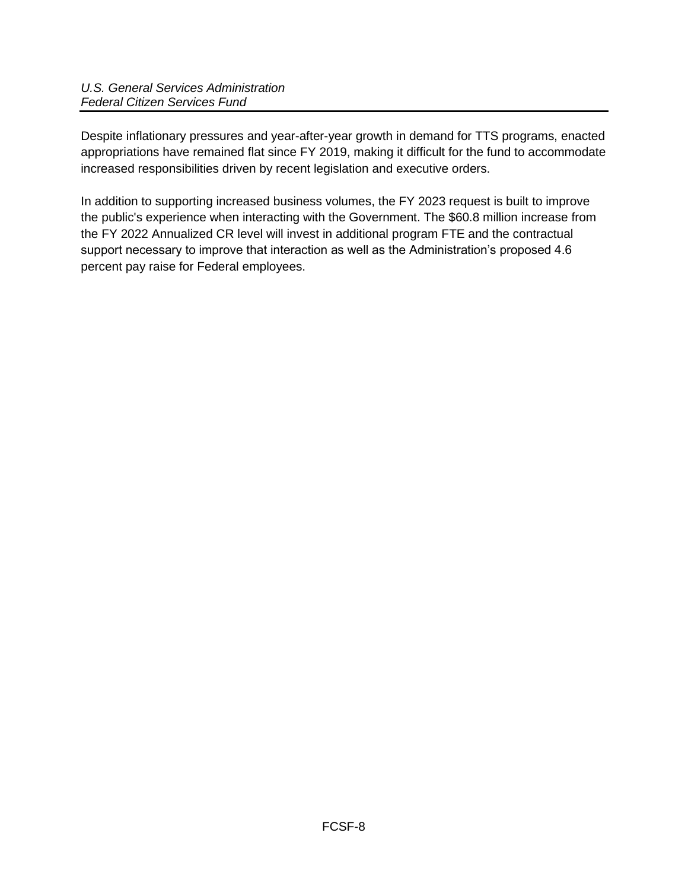Despite inflationary pressures and year-after-year growth in demand for TTS programs, enacted appropriations have remained flat since FY 2019, making it difficult for the fund to accommodate increased responsibilities driven by recent legislation and executive orders.

In addition to supporting increased business volumes, the FY 2023 request is built to improve the public's experience when interacting with the Government. The $60.8 million increase from the FY 2022 Annualized CR level will invest in additional program FTE and the contractual support necessary to improve that interaction as well as the Administration's proposed 4.6 percent pay raise for Federal employees.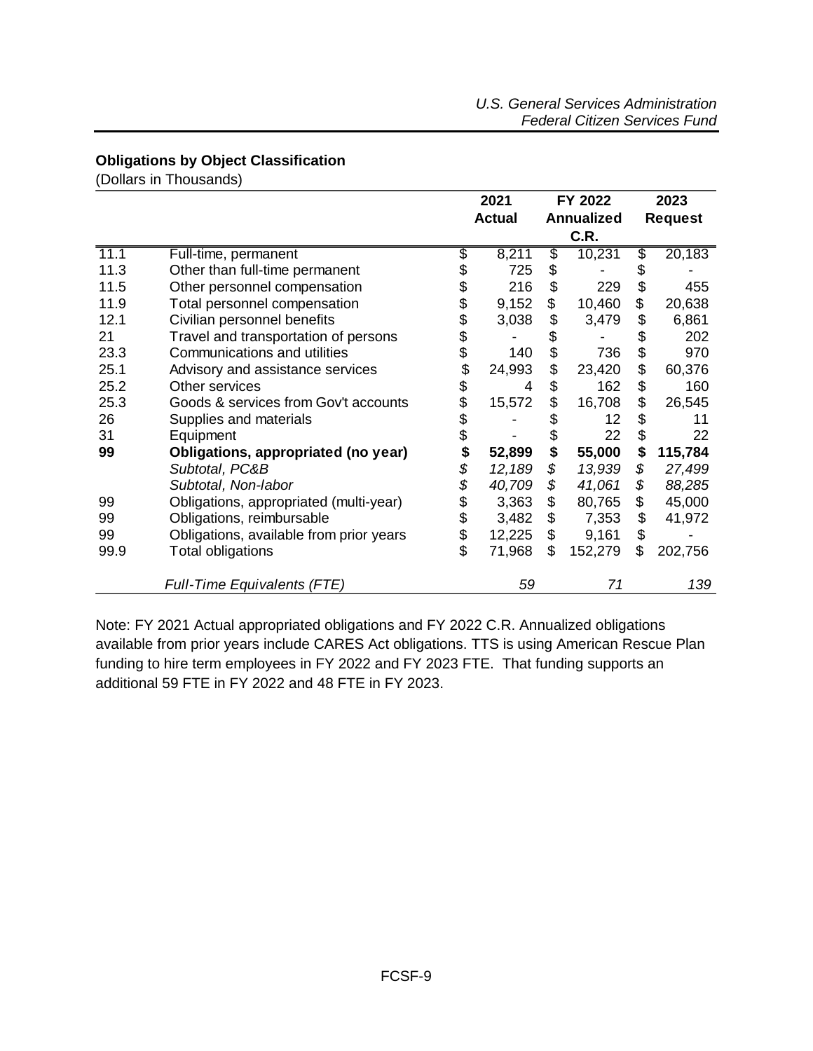**Obligations by Object Classification**
(Dollars in Thousands)

| | | 2021 Actual | FY 2022 Annualized C.R. | 2023 Request |
|---|---|---|---|---|
| 11.1 | Full-time, permanent | $ 8,211 | $ 10,231 | $ 20,183 |
| 11.3 | Other than full-time permanent | $ 725 | $ - | $ - |
| 11.5 | Other personnel compensation | $ 216 | $ 229 | $ 455 |
| 11.9 | Total personnel compensation | $ 9,152 | $ 10,460 | $ 20,638 |
| 12.1 | Civilian personnel benefits | $ 3,038 | $ 3,479 | $ 6,861 |
| 21 | Travel and transportation of persons | $ - | $ - | $ 202 |
| 23.3 | Communications and utilities | $ 140 | $ 736 | $ 970 |
| 25.1 | Advisory and assistance services | $ 24,993 | $ 23,420 | $ 60,376 |
| 25.2 | Other services | $ 4 | $ 162 | $ 160 |
| 25.3 | Goods & services from Gov't accounts | $ 15,572 | $ 16,708 | $ 26,545 |
| 26 | Supplies and materials | $ - | $ 12 | $ 11 |
| 31 | Equipment | $ - | $ 22 | $ 22 |
| **99** | **Obligations, appropriated (no year)** | **$ 52,899** | **$ 55,000** | **$ 115,784** |
| | *Subtotal, PC&B* | *$ 12,189* | *$ 13,939* | *$ 27,499* |
| | *Subtotal, Non-labor* | *$ 40,709* | *$ 41,061* | *$ 88,285* |
| 99 | Obligations, appropriated (multi-year) | $ 3,363 | $ 80,765 | $ 45,000 |
| 99 | Obligations, reimbursable | $ 3,482 | $ 7,353 | $ 41,972 |
| 99 | Obligations, available from prior years | $ 12,225 | $ 9,161 | $ - |
| 99.9 | Total obligations | $ 71,968 | $ 152,279 | $ 202,756 |
| | *Full-Time Equivalents (FTE)* | *59* | *71* | *139* |

Note: FY 2021 Actual appropriated obligations and FY 2022 C.R. Annualized obligations available from prior years include CARES Act obligations. TTS is using American Rescue Plan funding to hire term employees in FY 2022 and FY 2023 FTE. That funding supports an additional 59 FTE in FY 2022 and 48 FTE in FY 2023.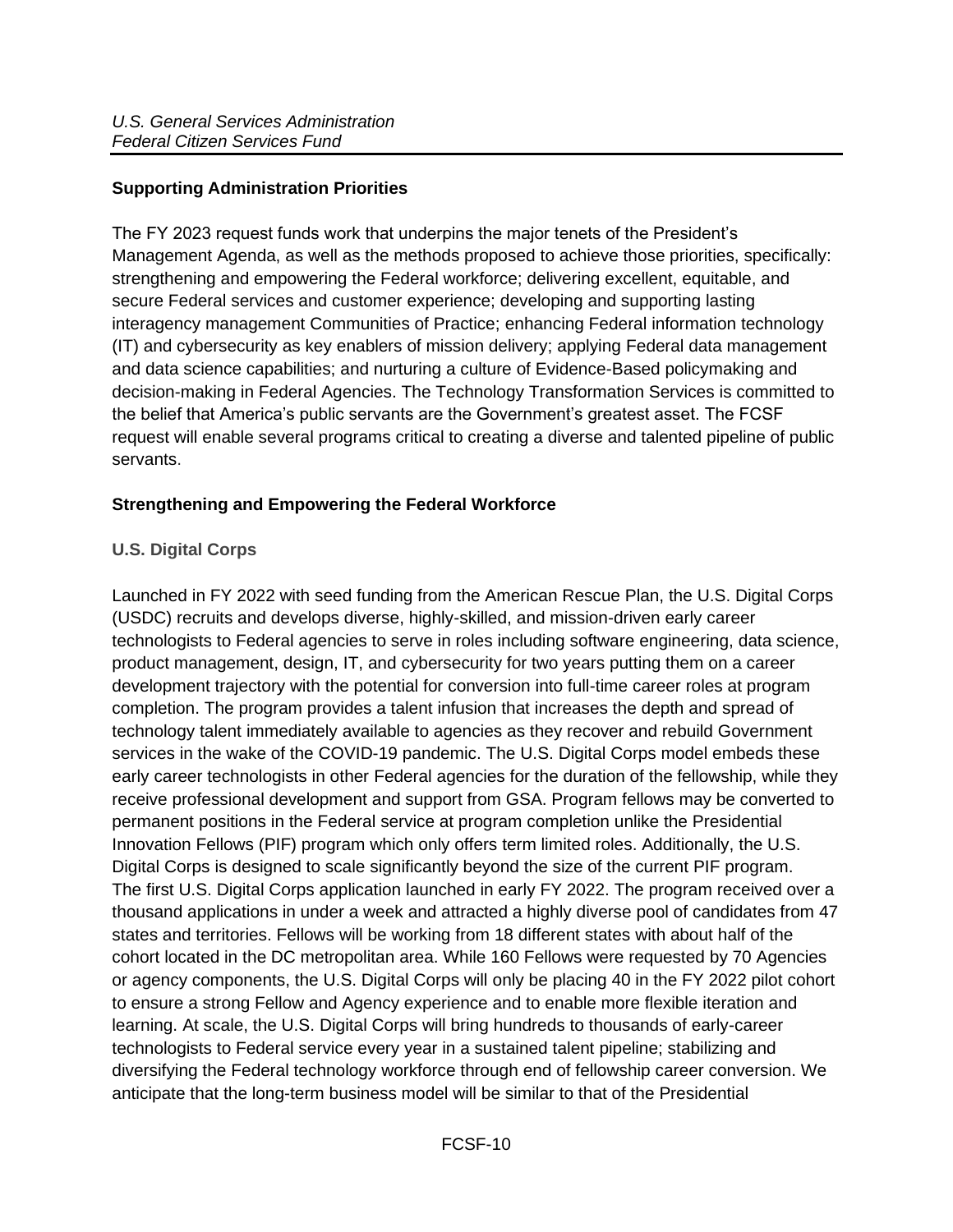## Supporting Administration Priorities

The FY 2023 request funds work that underpins the major tenets of the President's Management Agenda, as well as the methods proposed to achieve those priorities, specifically: strengthening and empowering the Federal workforce; delivering excellent, equitable, and secure Federal services and customer experience; developing and supporting lasting interagency management Communities of Practice; enhancing Federal information technology (IT) and cybersecurity as key enablers of mission delivery; applying Federal data management and data science capabilities; and nurturing a culture of Evidence-Based policymaking and decision-making in Federal Agencies. The Technology Transformation Services is committed to the belief that America's public servants are the Government's greatest asset. The FCSF request will enable several programs critical to creating a diverse and talented pipeline of public servants.

## Strengthening and Empowering the Federal Workforce

### U.S. Digital Corps

Launched in FY 2022 with seed funding from the American Rescue Plan, the U.S. Digital Corps (USDC) recruits and develops diverse, highly-skilled, and mission-driven early career technologists to Federal agencies to serve in roles including software engineering, data science, product management, design, IT, and cybersecurity for two years putting them on a career development trajectory with the potential for conversion into full-time career roles at program completion. The program provides a talent infusion that increases the depth and spread of technology talent immediately available to agencies as they recover and rebuild Government services in the wake of the COVID-19 pandemic. The U.S. Digital Corps model embeds these early career technologists in other Federal agencies for the duration of the fellowship, while they receive professional development and support from GSA. Program fellows may be converted to permanent positions in the Federal service at program completion unlike the Presidential Innovation Fellows (PIF) program which only offers term limited roles. Additionally, the U.S. Digital Corps is designed to scale significantly beyond the size of the current PIF program. The first U.S. Digital Corps application launched in early FY 2022. The program received over a thousand applications in under a week and attracted a highly diverse pool of candidates from 47 states and territories. Fellows will be working from 18 different states with about half of the cohort located in the DC metropolitan area. While 160 Fellows were requested by 70 Agencies or agency components, the U.S. Digital Corps will only be placing 40 in the FY 2022 pilot cohort to ensure a strong Fellow and Agency experience and to enable more flexible iteration and learning. At scale, the U.S. Digital Corps will bring hundreds to thousands of early-career technologists to Federal service every year in a sustained talent pipeline; stabilizing and diversifying the Federal technology workforce through end of fellowship career conversion. We anticipate that the long-term business model will be similar to that of the Presidential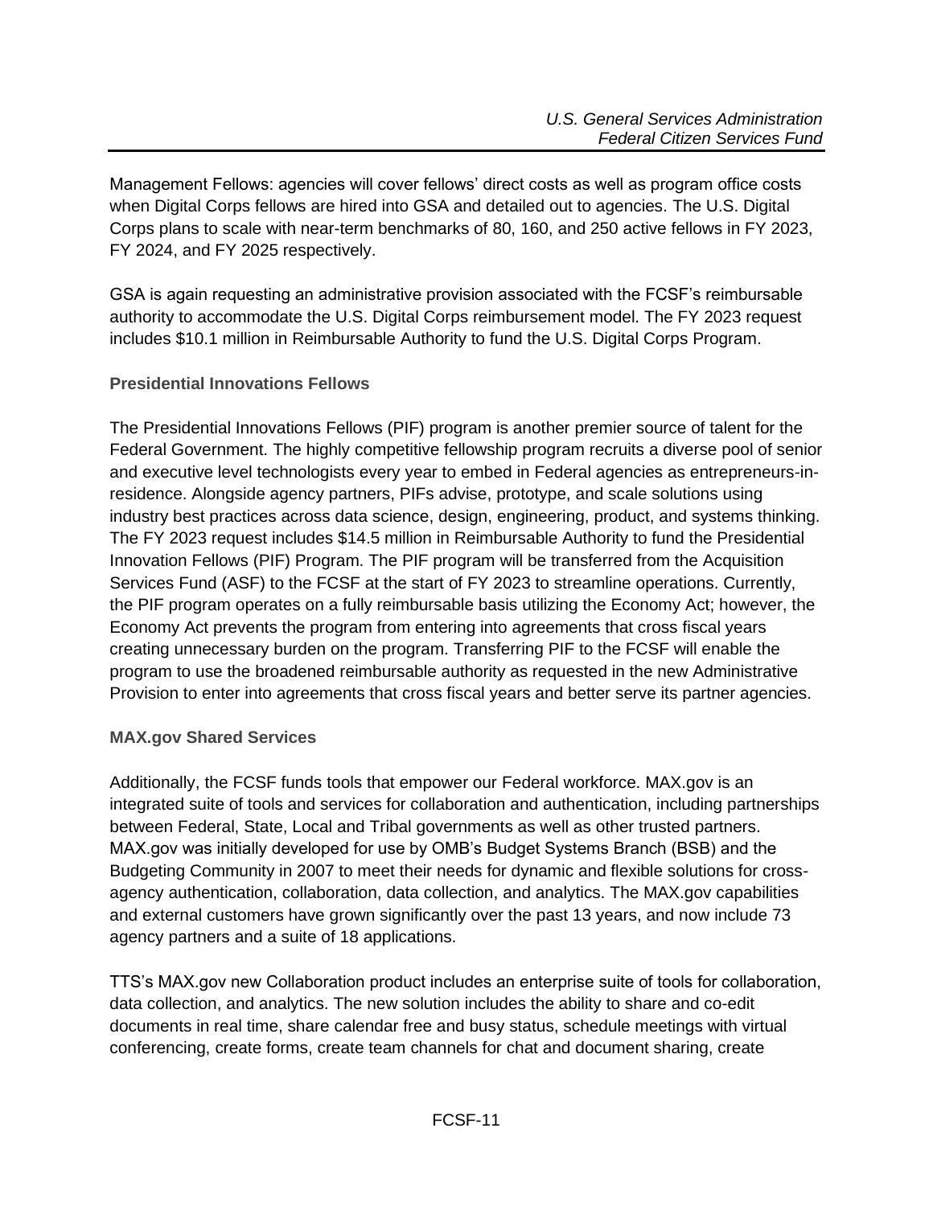Management Fellows: agencies will cover fellows' direct costs as well as program office costs when Digital Corps fellows are hired into GSA and detailed out to agencies. The U.S. Digital Corps plans to scale with near-term benchmarks of 80, 160, and 250 active fellows in FY 2023, FY 2024, and FY 2025 respectively.

GSA is again requesting an administrative provision associated with the FCSF's reimbursable authority to accommodate the U.S. Digital Corps reimbursement model. The FY 2023 request includes $10.1 million in Reimbursable Authority to fund the U.S. Digital Corps Program.

### Presidential Innovations Fellows

The Presidential Innovations Fellows (PIF) program is another premier source of talent for the Federal Government. The highly competitive fellowship program recruits a diverse pool of senior and executive level technologists every year to embed in Federal agencies as entrepreneurs-in-residence. Alongside agency partners, PIFs advise, prototype, and scale solutions using industry best practices across data science, design, engineering, product, and systems thinking. The FY 2023 request includes $14.5 million in Reimbursable Authority to fund the Presidential Innovation Fellows (PIF) Program. The PIF program will be transferred from the Acquisition Services Fund (ASF) to the FCSF at the start of FY 2023 to streamline operations. Currently, the PIF program operates on a fully reimbursable basis utilizing the Economy Act; however, the Economy Act prevents the program from entering into agreements that cross fiscal years creating unnecessary burden on the program. Transferring PIF to the FCSF will enable the program to use the broadened reimbursable authority as requested in the new Administrative Provision to enter into agreements that cross fiscal years and better serve its partner agencies.

### MAX.gov Shared Services

Additionally, the FCSF funds tools that empower our Federal workforce. MAX.gov is an integrated suite of tools and services for collaboration and authentication, including partnerships between Federal, State, Local and Tribal governments as well as other trusted partners. MAX.gov was initially developed for use by OMB's Budget Systems Branch (BSB) and the Budgeting Community in 2007 to meet their needs for dynamic and flexible solutions for cross-agency authentication, collaboration, data collection, and analytics. The MAX.gov capabilities and external customers have grown significantly over the past 13 years, and now include 73 agency partners and a suite of 18 applications.

TTS's MAX.gov new Collaboration product includes an enterprise suite of tools for collaboration, data collection, and analytics. The new solution includes the ability to share and co-edit documents in real time, share calendar free and busy status, schedule meetings with virtual conferencing, create forms, create team channels for chat and document sharing, create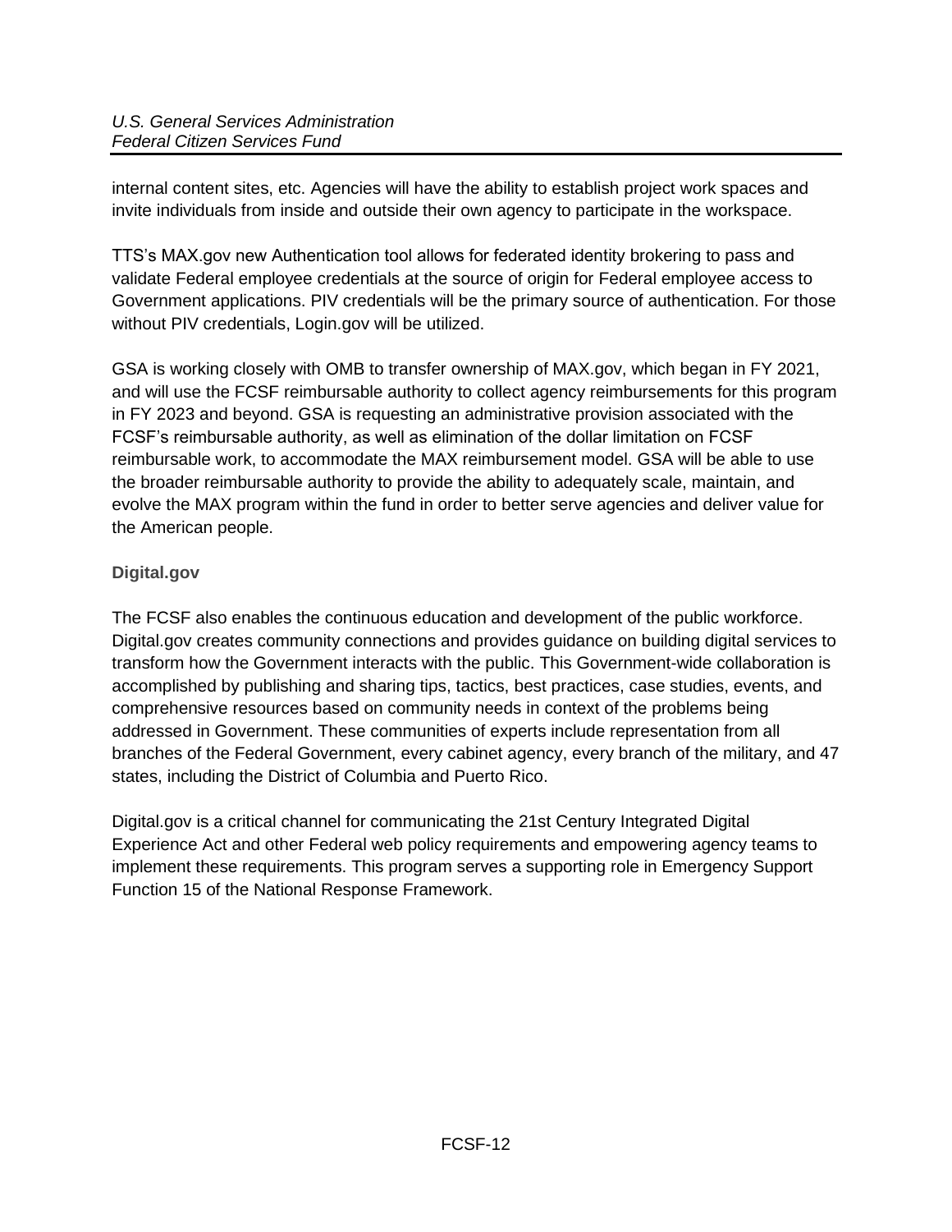internal content sites, etc. Agencies will have the ability to establish project work spaces and invite individuals from inside and outside their own agency to participate in the workspace.

TTS's MAX.gov new Authentication tool allows for federated identity brokering to pass and validate Federal employee credentials at the source of origin for Federal employee access to Government applications. PIV credentials will be the primary source of authentication. For those without PIV credentials, Login.gov will be utilized.

GSA is working closely with OMB to transfer ownership of MAX.gov, which began in FY 2021, and will use the FCSF reimbursable authority to collect agency reimbursements for this program in FY 2023 and beyond. GSA is requesting an administrative provision associated with the FCSF's reimbursable authority, as well as elimination of the dollar limitation on FCSF reimbursable work, to accommodate the MAX reimbursement model. GSA will be able to use the broader reimbursable authority to provide the ability to adequately scale, maintain, and evolve the MAX program within the fund in order to better serve agencies and deliver value for the American people.

### Digital.gov

The FCSF also enables the continuous education and development of the public workforce. Digital.gov creates community connections and provides guidance on building digital services to transform how the Government interacts with the public. This Government-wide collaboration is accomplished by publishing and sharing tips, tactics, best practices, case studies, events, and comprehensive resources based on community needs in context of the problems being addressed in Government. These communities of experts include representation from all branches of the Federal Government, every cabinet agency, every branch of the military, and 47 states, including the District of Columbia and Puerto Rico.

Digital.gov is a critical channel for communicating the 21st Century Integrated Digital Experience Act and other Federal web policy requirements and empowering agency teams to implement these requirements. This program serves a supporting role in Emergency Support Function 15 of the National Response Framework.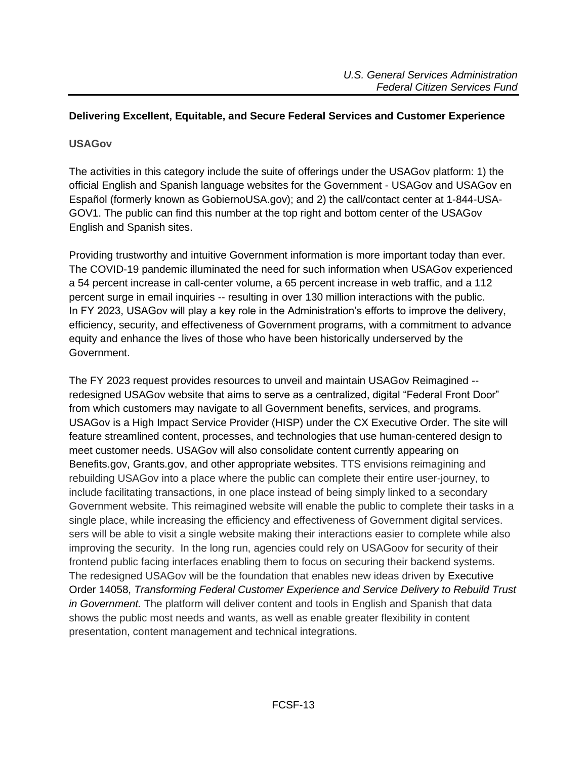## Delivering Excellent, Equitable, and Secure Federal Services and Customer Experience

### USAGov

The activities in this category include the suite of offerings under the USAGov platform: 1) the official English and Spanish language websites for the Government - USAGov and USAGov en Español (formerly known as GobiernoUSA.gov); and 2) the call/contact center at 1-844-USA-GOV1. The public can find this number at the top right and bottom center of the USAGov English and Spanish sites.

Providing trustworthy and intuitive Government information is more important today than ever. The COVID-19 pandemic illuminated the need for such information when USAGov experienced a 54 percent increase in call-center volume, a 65 percent increase in web traffic, and a 112 percent surge in email inquiries -- resulting in over 130 million interactions with the public. In FY 2023, USAGov will play a key role in the Administration's efforts to improve the delivery, efficiency, security, and effectiveness of Government programs, with a commitment to advance equity and enhance the lives of those who have been historically underserved by the Government.

The FY 2023 request provides resources to unveil and maintain USAGov Reimagined -- redesigned USAGov website that aims to serve as a centralized, digital "Federal Front Door" from which customers may navigate to all Government benefits, services, and programs. USAGov is a High Impact Service Provider (HISP) under the CX Executive Order. The site will feature streamlined content, processes, and technologies that use human-centered design to meet customer needs. USAGov will also consolidate content currently appearing on Benefits.gov, Grants.gov, and other appropriate websites. TTS envisions reimagining and rebuilding USAGov into a place where the public can complete their entire user-journey, to include facilitating transactions, in one place instead of being simply linked to a secondary Government website. This reimagined website will enable the public to complete their tasks in a single place, while increasing the efficiency and effectiveness of Government digital services. sers will be able to visit a single website making their interactions easier to complete while also improving the security. In the long run, agencies could rely on USAGoov for security of their frontend public facing interfaces enabling them to focus on securing their backend systems. The redesigned USAGov will be the foundation that enables new ideas driven by Executive Order 14058, *Transforming Federal Customer Experience and Service Delivery to Rebuild Trust in Government.* The platform will deliver content and tools in English and Spanish that data shows the public most needs and wants, as well as enable greater flexibility in content presentation, content management and technical integrations.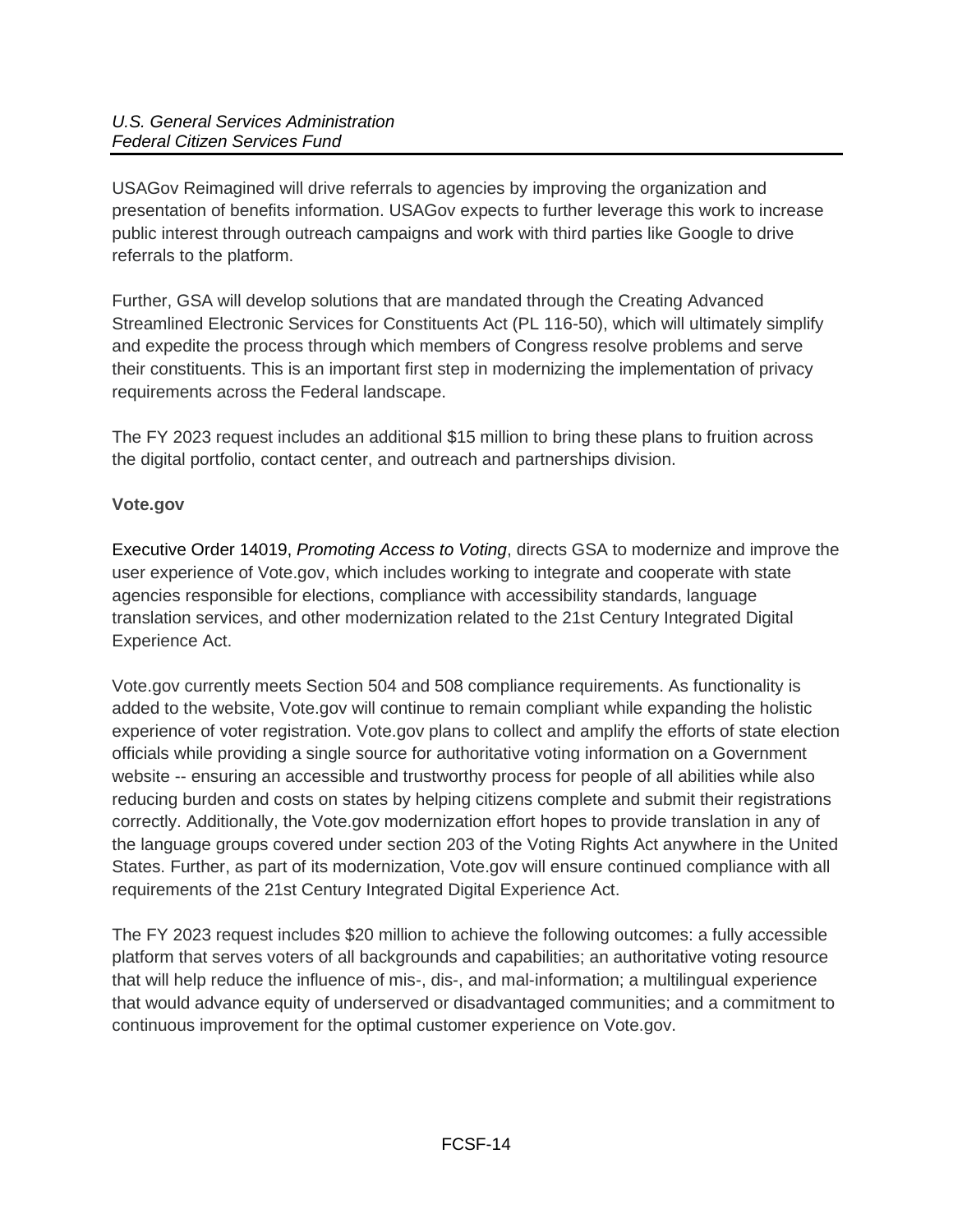USAGov Reimagined will drive referrals to agencies by improving the organization and presentation of benefits information. USAGov expects to further leverage this work to increase public interest through outreach campaigns and work with third parties like Google to drive referrals to the platform.

Further, GSA will develop solutions that are mandated through the Creating Advanced Streamlined Electronic Services for Constituents Act (PL 116-50), which will ultimately simplify and expedite the process through which members of Congress resolve problems and serve their constituents. This is an important first step in modernizing the implementation of privacy requirements across the Federal landscape.

The FY 2023 request includes an additional $15 million to bring these plans to fruition across the digital portfolio, contact center, and outreach and partnerships division.

**Vote.gov**

Executive Order 14019, *Promoting Access to Voting*, directs GSA to modernize and improve the user experience of Vote.gov, which includes working to integrate and cooperate with state agencies responsible for elections, compliance with accessibility standards, language translation services, and other modernization related to the 21st Century Integrated Digital Experience Act.

Vote.gov currently meets Section 504 and 508 compliance requirements. As functionality is added to the website, Vote.gov will continue to remain compliant while expanding the holistic experience of voter registration. Vote.gov plans to collect and amplify the efforts of state election officials while providing a single source for authoritative voting information on a Government website -- ensuring an accessible and trustworthy process for people of all abilities while also reducing burden and costs on states by helping citizens complete and submit their registrations correctly. Additionally, the Vote.gov modernization effort hopes to provide translation in any of the language groups covered under section 203 of the Voting Rights Act anywhere in the United States. Further, as part of its modernization, Vote.gov will ensure continued compliance with all requirements of the 21st Century Integrated Digital Experience Act.

The FY 2023 request includes $20 million to achieve the following outcomes: a fully accessible platform that serves voters of all backgrounds and capabilities; an authoritative voting resource that will help reduce the influence of mis-, dis-, and mal-information; a multilingual experience that would advance equity of underserved or disadvantaged communities; and a commitment to continuous improvement for the optimal customer experience on Vote.gov.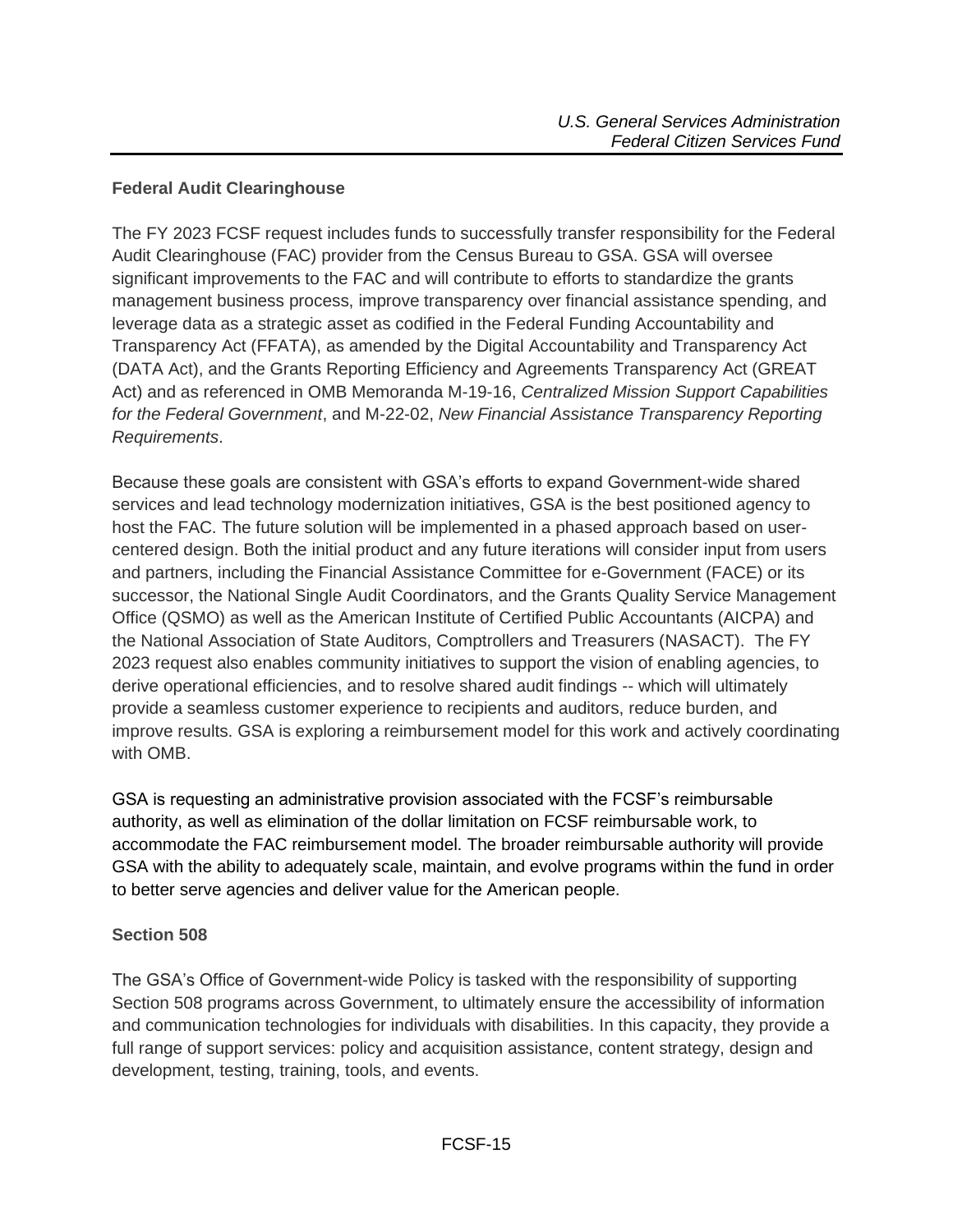## Federal Audit Clearinghouse

The FY 2023 FCSF request includes funds to successfully transfer responsibility for the Federal Audit Clearinghouse (FAC) provider from the Census Bureau to GSA. GSA will oversee significant improvements to the FAC and will contribute to efforts to standardize the grants management business process, improve transparency over financial assistance spending, and leverage data as a strategic asset as codified in the Federal Funding Accountability and Transparency Act (FFATA), as amended by the Digital Accountability and Transparency Act (DATA Act), and the Grants Reporting Efficiency and Agreements Transparency Act (GREAT Act) and as referenced in OMB Memoranda M-19-16, *Centralized Mission Support Capabilities for the Federal Government*, and M-22-02, *New Financial Assistance Transparency Reporting Requirements*.

Because these goals are consistent with GSA's efforts to expand Government-wide shared services and lead technology modernization initiatives, GSA is the best positioned agency to host the FAC. The future solution will be implemented in a phased approach based on user-centered design. Both the initial product and any future iterations will consider input from users and partners, including the Financial Assistance Committee for e-Government (FACE) or its successor, the National Single Audit Coordinators, and the Grants Quality Service Management Office (QSMO) as well as the American Institute of Certified Public Accountants (AICPA) and the National Association of State Auditors, Comptrollers and Treasurers (NASACT). The FY 2023 request also enables community initiatives to support the vision of enabling agencies, to derive operational efficiencies, and to resolve shared audit findings -- which will ultimately provide a seamless customer experience to recipients and auditors, reduce burden, and improve results. GSA is exploring a reimbursement model for this work and actively coordinating with OMB.

GSA is requesting an administrative provision associated with the FCSF's reimbursable authority, as well as elimination of the dollar limitation on FCSF reimbursable work, to accommodate the FAC reimbursement model. The broader reimbursable authority will provide GSA with the ability to adequately scale, maintain, and evolve programs within the fund in order to better serve agencies and deliver value for the American people.

## Section 508

The GSA's Office of Government-wide Policy is tasked with the responsibility of supporting Section 508 programs across Government, to ultimately ensure the accessibility of information and communication technologies for individuals with disabilities. In this capacity, they provide a full range of support services: policy and acquisition assistance, content strategy, design and development, testing, training, tools, and events.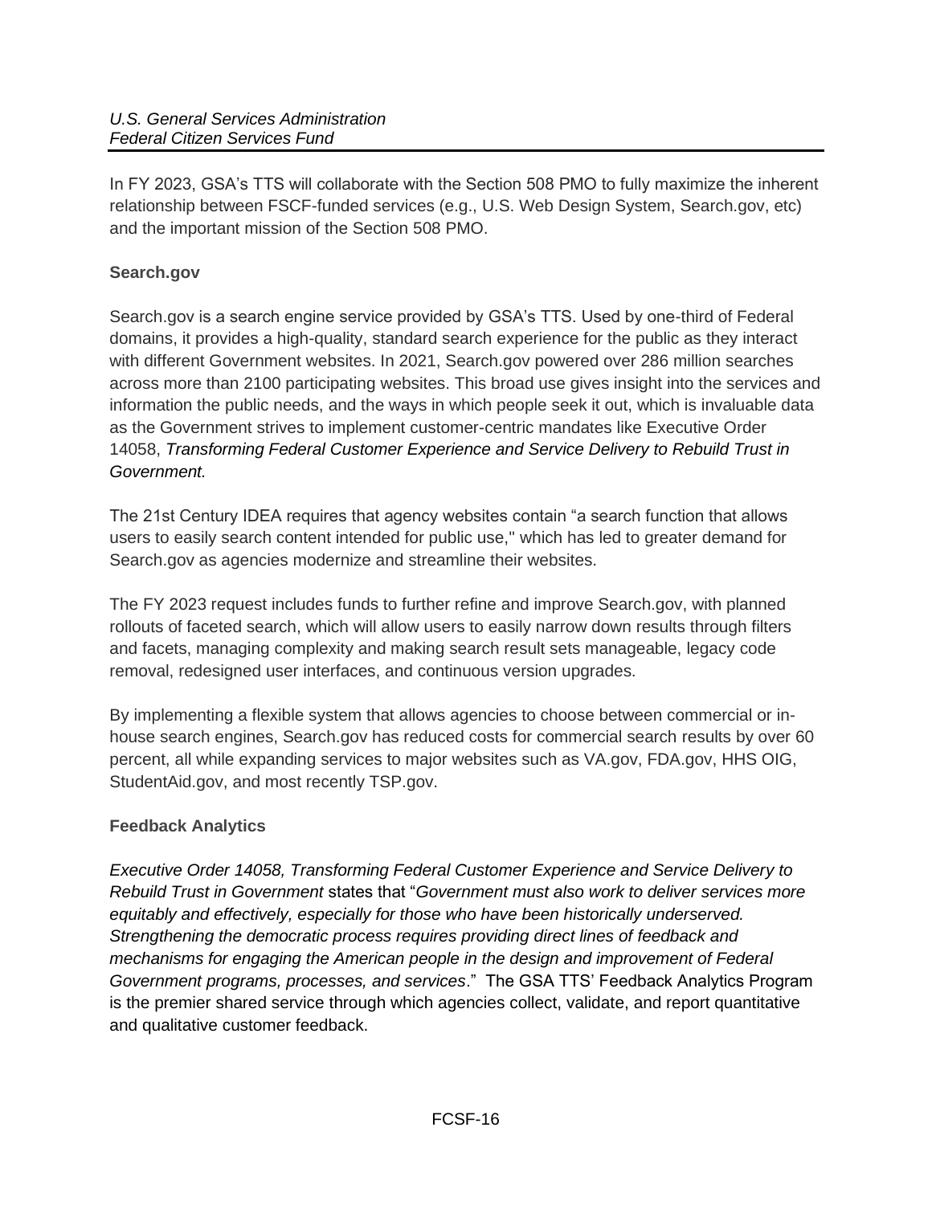In FY 2023, GSA's TTS will collaborate with the Section 508 PMO to fully maximize the inherent relationship between FSCF-funded services (e.g., U.S. Web Design System, Search.gov, etc) and the important mission of the Section 508 PMO.

**Search.gov**

Search.gov is a search engine service provided by GSA's TTS. Used by one-third of Federal domains, it provides a high-quality, standard search experience for the public as they interact with different Government websites. In 2021, Search.gov powered over 286 million searches across more than 2100 participating websites. This broad use gives insight into the services and information the public needs, and the ways in which people seek it out, which is invaluable data as the Government strives to implement customer-centric mandates like Executive Order 14058, *Transforming Federal Customer Experience and Service Delivery to Rebuild Trust in Government.*

The 21st Century IDEA requires that agency websites contain "a search function that allows users to easily search content intended for public use," which has led to greater demand for Search.gov as agencies modernize and streamline their websites.

The FY 2023 request includes funds to further refine and improve Search.gov, with planned rollouts of faceted search, which will allow users to easily narrow down results through filters and facets, managing complexity and making search result sets manageable, legacy code removal, redesigned user interfaces, and continuous version upgrades.

By implementing a flexible system that allows agencies to choose between commercial or in-house search engines, Search.gov has reduced costs for commercial search results by over 60 percent, all while expanding services to major websites such as VA.gov, FDA.gov, HHS OIG, StudentAid.gov, and most recently TSP.gov.

**Feedback Analytics**

*Executive Order 14058, Transforming Federal Customer Experience and Service Delivery to Rebuild Trust in Government* states that "*Government must also work to deliver services more equitably and effectively, especially for those who have been historically underserved. Strengthening the democratic process requires providing direct lines of feedback and mechanisms for engaging the American people in the design and improvement of Federal Government programs, processes, and services*." The GSA TTS' Feedback Analytics Program is the premier shared service through which agencies collect, validate, and report quantitative and qualitative customer feedback.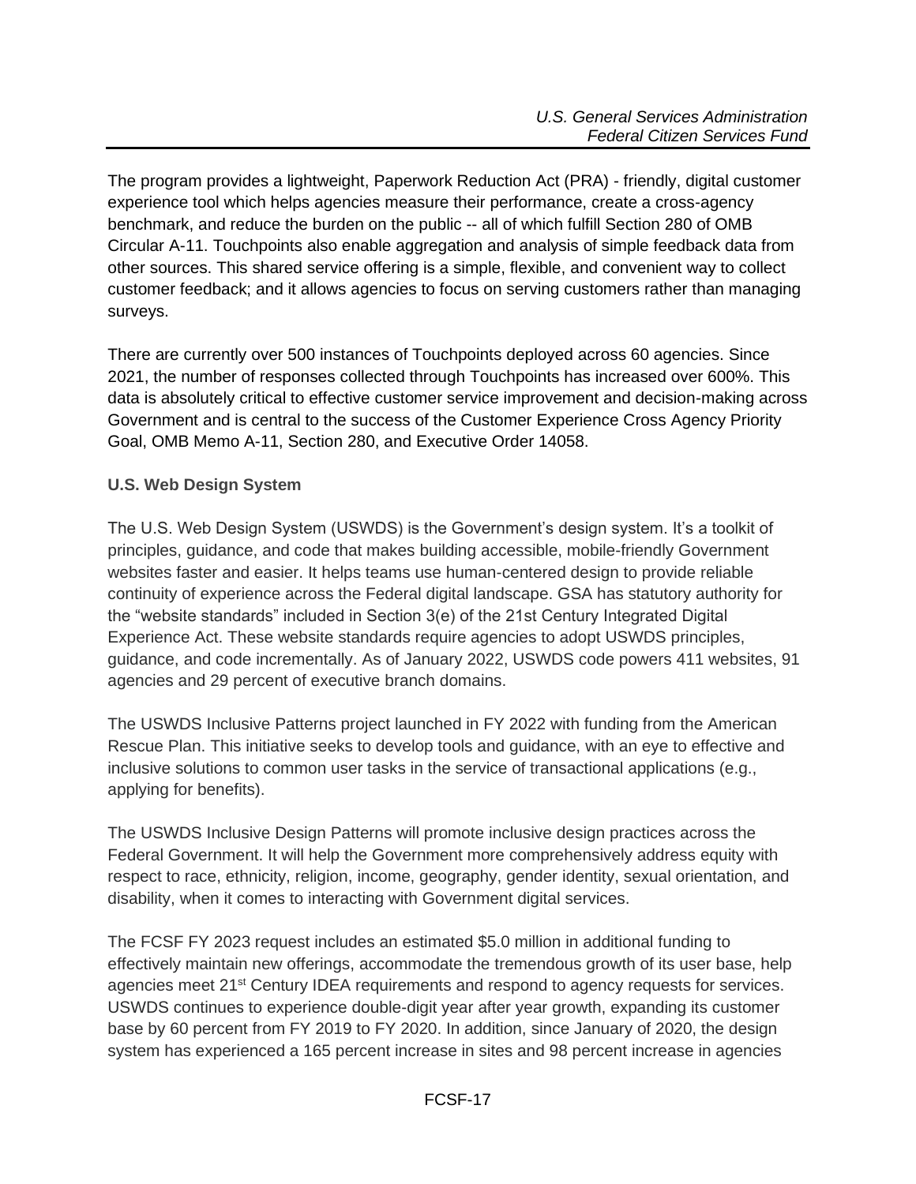The program provides a lightweight, Paperwork Reduction Act (PRA) - friendly, digital customer experience tool which helps agencies measure their performance, create a cross-agency benchmark, and reduce the burden on the public -- all of which fulfill Section 280 of OMB Circular A-11. Touchpoints also enable aggregation and analysis of simple feedback data from other sources. This shared service offering is a simple, flexible, and convenient way to collect customer feedback; and it allows agencies to focus on serving customers rather than managing surveys.

There are currently over 500 instances of Touchpoints deployed across 60 agencies. Since 2021, the number of responses collected through Touchpoints has increased over 600%. This data is absolutely critical to effective customer service improvement and decision-making across Government and is central to the success of the Customer Experience Cross Agency Priority Goal, OMB Memo A-11, Section 280, and Executive Order 14058.

**U.S. Web Design System**

The U.S. Web Design System (USWDS) is the Government's design system. It's a toolkit of principles, guidance, and code that makes building accessible, mobile-friendly Government websites faster and easier. It helps teams use human-centered design to provide reliable continuity of experience across the Federal digital landscape. GSA has statutory authority for the "website standards" included in Section 3(e) of the 21st Century Integrated Digital Experience Act. These website standards require agencies to adopt USWDS principles, guidance, and code incrementally. As of January 2022, USWDS code powers 411 websites, 91 agencies and 29 percent of executive branch domains.

The USWDS Inclusive Patterns project launched in FY 2022 with funding from the American Rescue Plan. This initiative seeks to develop tools and guidance, with an eye to effective and inclusive solutions to common user tasks in the service of transactional applications (e.g., applying for benefits).

The USWDS Inclusive Design Patterns will promote inclusive design practices across the Federal Government. It will help the Government more comprehensively address equity with respect to race, ethnicity, religion, income, geography, gender identity, sexual orientation, and disability, when it comes to interacting with Government digital services.

The FCSF FY 2023 request includes an estimated $5.0 million in additional funding to effectively maintain new offerings, accommodate the tremendous growth of its user base, help agencies meet 21st Century IDEA requirements and respond to agency requests for services. USWDS continues to experience double-digit year after year growth, expanding its customer base by 60 percent from FY 2019 to FY 2020. In addition, since January of 2020, the design system has experienced a 165 percent increase in sites and 98 percent increase in agencies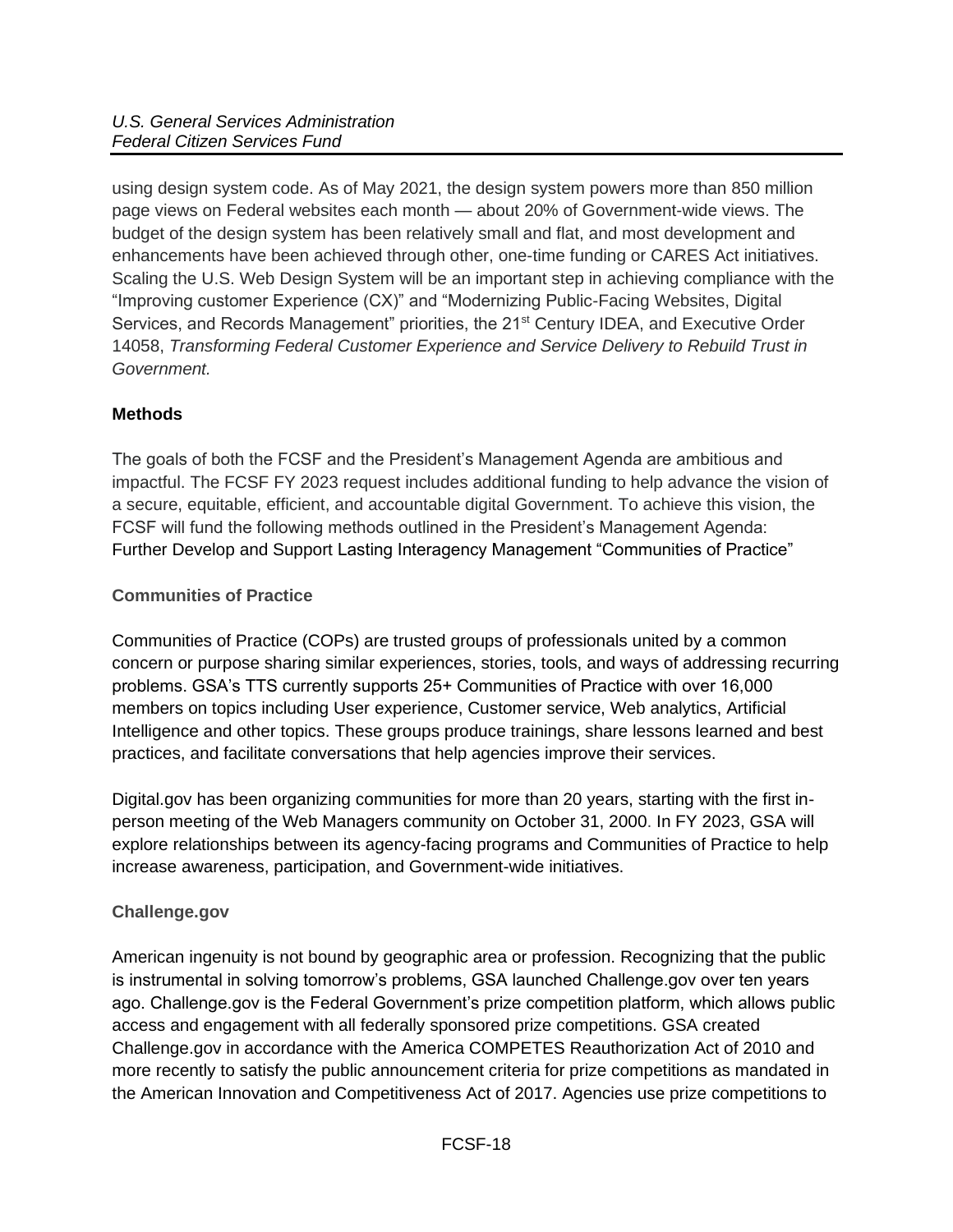using design system code. As of May 2021, the design system powers more than 850 million page views on Federal websites each month — about 20% of Government-wide views. The budget of the design system has been relatively small and flat, and most development and enhancements have been achieved through other, one-time funding or CARES Act initiatives. Scaling the U.S. Web Design System will be an important step in achieving compliance with the "Improving customer Experience (CX)" and "Modernizing Public-Facing Websites, Digital Services, and Records Management" priorities, the 21st Century IDEA, and Executive Order 14058, *Transforming Federal Customer Experience and Service Delivery to Rebuild Trust in Government.*

**Methods**

The goals of both the FCSF and the President's Management Agenda are ambitious and impactful. The FCSF FY 2023 request includes additional funding to help advance the vision of a secure, equitable, efficient, and accountable digital Government. To achieve this vision, the FCSF will fund the following methods outlined in the President's Management Agenda: Further Develop and Support Lasting Interagency Management "Communities of Practice"

**Communities of Practice**

Communities of Practice (COPs) are trusted groups of professionals united by a common concern or purpose sharing similar experiences, stories, tools, and ways of addressing recurring problems. GSA's TTS currently supports 25+ Communities of Practice with over 16,000 members on topics including User experience, Customer service, Web analytics, Artificial Intelligence and other topics. These groups produce trainings, share lessons learned and best practices, and facilitate conversations that help agencies improve their services.

Digital.gov has been organizing communities for more than 20 years, starting with the first in-person meeting of the Web Managers community on October 31, 2000. In FY 2023, GSA will explore relationships between its agency-facing programs and Communities of Practice to help increase awareness, participation, and Government-wide initiatives.

**Challenge.gov**

American ingenuity is not bound by geographic area or profession. Recognizing that the public is instrumental in solving tomorrow's problems, GSA launched Challenge.gov over ten years ago. Challenge.gov is the Federal Government's prize competition platform, which allows public access and engagement with all federally sponsored prize competitions. GSA created Challenge.gov in accordance with the America COMPETES Reauthorization Act of 2010 and more recently to satisfy the public announcement criteria for prize competitions as mandated in the American Innovation and Competitiveness Act of 2017. Agencies use prize competitions to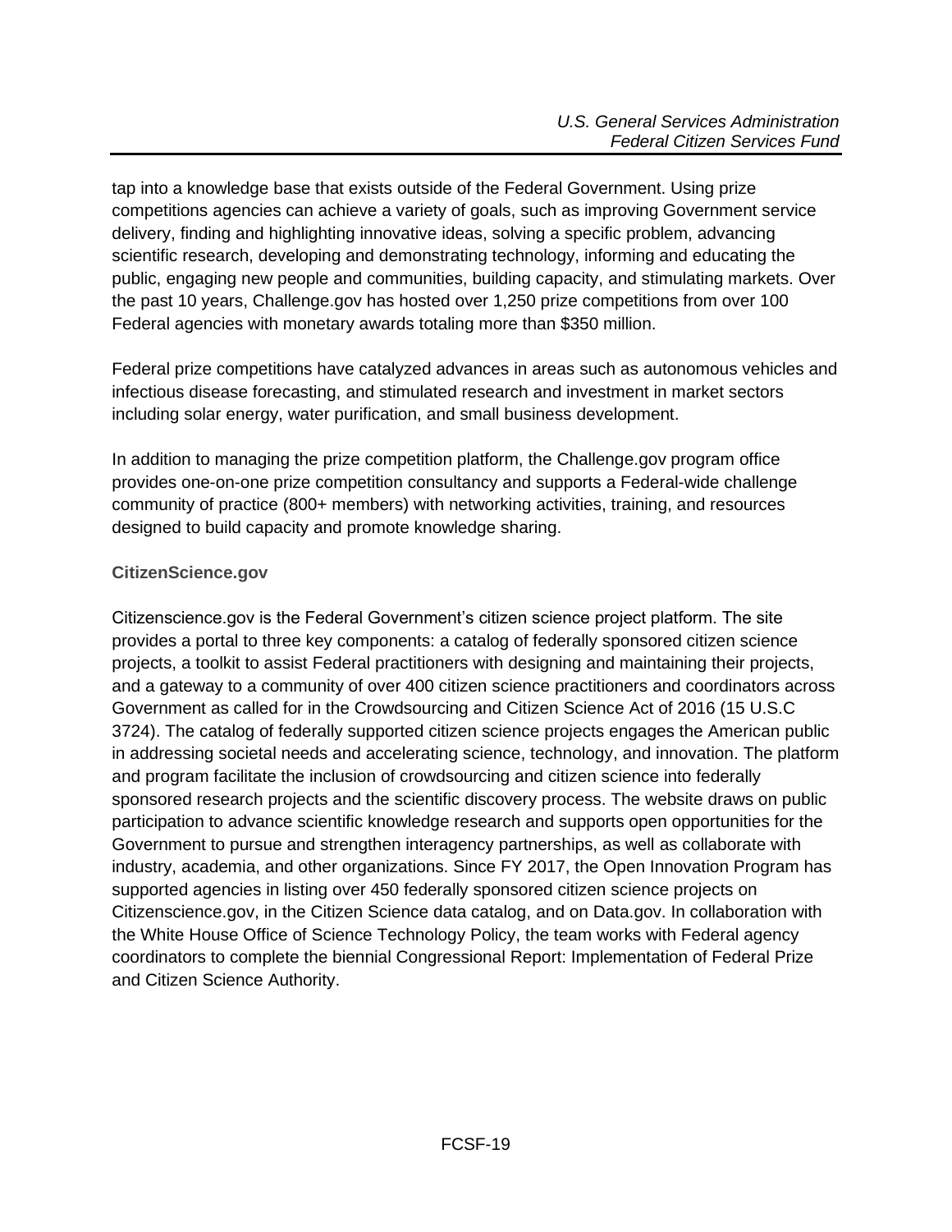tap into a knowledge base that exists outside of the Federal Government. Using prize competitions agencies can achieve a variety of goals, such as improving Government service delivery, finding and highlighting innovative ideas, solving a specific problem, advancing scientific research, developing and demonstrating technology, informing and educating the public, engaging new people and communities, building capacity, and stimulating markets. Over the past 10 years, Challenge.gov has hosted over 1,250 prize competitions from over 100 Federal agencies with monetary awards totaling more than $350 million.

Federal prize competitions have catalyzed advances in areas such as autonomous vehicles and infectious disease forecasting, and stimulated research and investment in market sectors including solar energy, water purification, and small business development.

In addition to managing the prize competition platform, the Challenge.gov program office provides one-on-one prize competition consultancy and supports a Federal-wide challenge community of practice (800+ members) with networking activities, training, and resources designed to build capacity and promote knowledge sharing.

### CitizenScience.gov

Citizenscience.gov is the Federal Government's citizen science project platform. The site provides a portal to three key components: a catalog of federally sponsored citizen science projects, a toolkit to assist Federal practitioners with designing and maintaining their projects, and a gateway to a community of over 400 citizen science practitioners and coordinators across Government as called for in the Crowdsourcing and Citizen Science Act of 2016 (15 U.S.C 3724). The catalog of federally supported citizen science projects engages the American public in addressing societal needs and accelerating science, technology, and innovation. The platform and program facilitate the inclusion of crowdsourcing and citizen science into federally sponsored research projects and the scientific discovery process. The website draws on public participation to advance scientific knowledge research and supports open opportunities for the Government to pursue and strengthen interagency partnerships, as well as collaborate with industry, academia, and other organizations. Since FY 2017, the Open Innovation Program has supported agencies in listing over 450 federally sponsored citizen science projects on Citizenscience.gov, in the Citizen Science data catalog, and on Data.gov. In collaboration with the White House Office of Science Technology Policy, the team works with Federal agency coordinators to complete the biennial Congressional Report: Implementation of Federal Prize and Citizen Science Authority.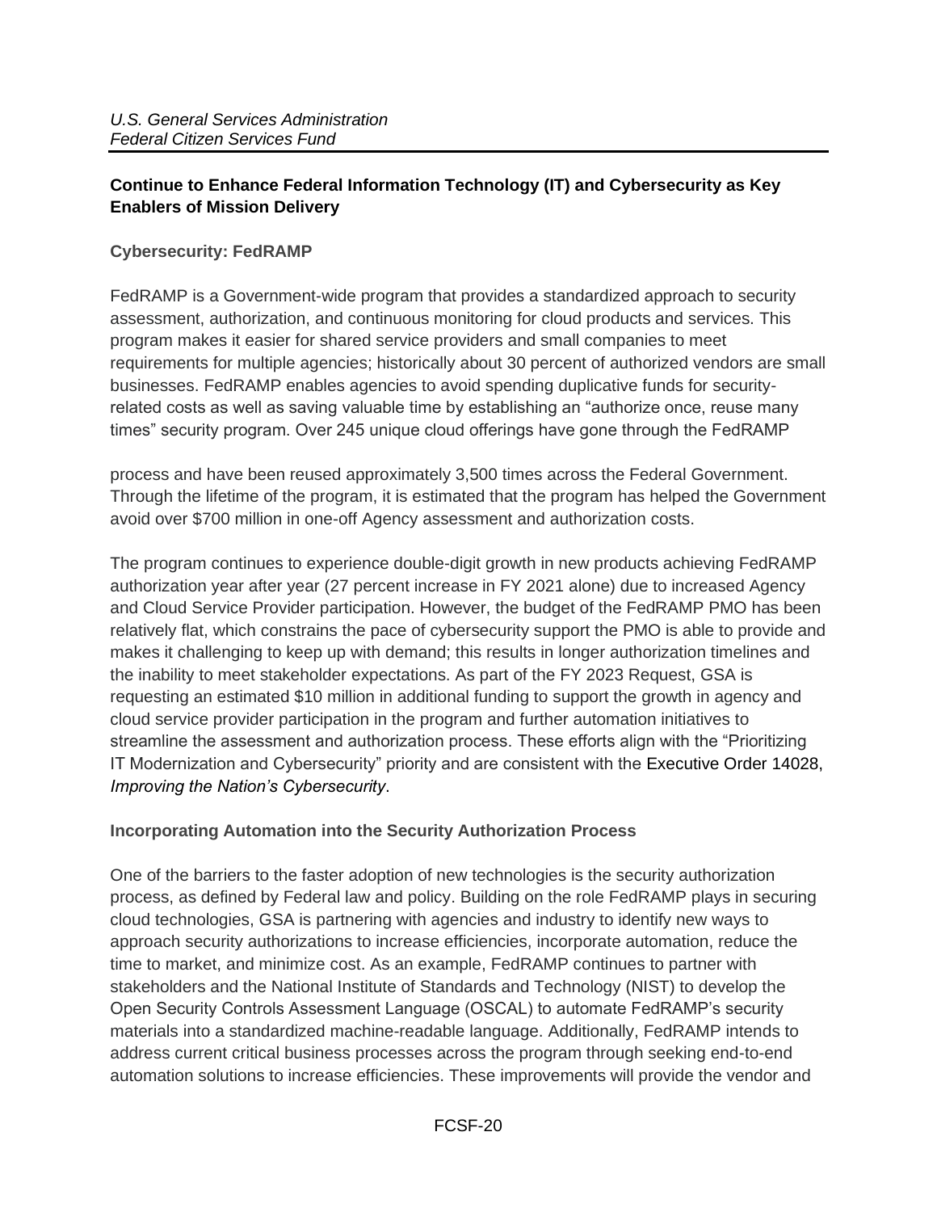## Continue to Enhance Federal Information Technology (IT) and Cybersecurity as Key Enablers of Mission Delivery

### Cybersecurity: FedRAMP

FedRAMP is a Government-wide program that provides a standardized approach to security assessment, authorization, and continuous monitoring for cloud products and services. This program makes it easier for shared service providers and small companies to meet requirements for multiple agencies; historically about 30 percent of authorized vendors are small businesses. FedRAMP enables agencies to avoid spending duplicative funds for security-related costs as well as saving valuable time by establishing an "authorize once, reuse many times" security program. Over 245 unique cloud offerings have gone through the FedRAMP process and have been reused approximately 3,500 times across the Federal Government. Through the lifetime of the program, it is estimated that the program has helped the Government avoid over $700 million in one-off Agency assessment and authorization costs.

The program continues to experience double-digit growth in new products achieving FedRAMP authorization year after year (27 percent increase in FY 2021 alone) due to increased Agency and Cloud Service Provider participation. However, the budget of the FedRAMP PMO has been relatively flat, which constrains the pace of cybersecurity support the PMO is able to provide and makes it challenging to keep up with demand; this results in longer authorization timelines and the inability to meet stakeholder expectations. As part of the FY 2023 Request, GSA is requesting an estimated $10 million in additional funding to support the growth in agency and cloud service provider participation in the program and further automation initiatives to streamline the assessment and authorization process. These efforts align with the "Prioritizing IT Modernization and Cybersecurity" priority and are consistent with the Executive Order 14028, *Improving the Nation's Cybersecurity*.

### Incorporating Automation into the Security Authorization Process

One of the barriers to the faster adoption of new technologies is the security authorization process, as defined by Federal law and policy. Building on the role FedRAMP plays in securing cloud technologies, GSA is partnering with agencies and industry to identify new ways to approach security authorizations to increase efficiencies, incorporate automation, reduce the time to market, and minimize cost. As an example, FedRAMP continues to partner with stakeholders and the National Institute of Standards and Technology (NIST) to develop the Open Security Controls Assessment Language (OSCAL) to automate FedRAMP's security materials into a standardized machine-readable language. Additionally, FedRAMP intends to address current critical business processes across the program through seeking end-to-end automation solutions to increase efficiencies. These improvements will provide the vendor and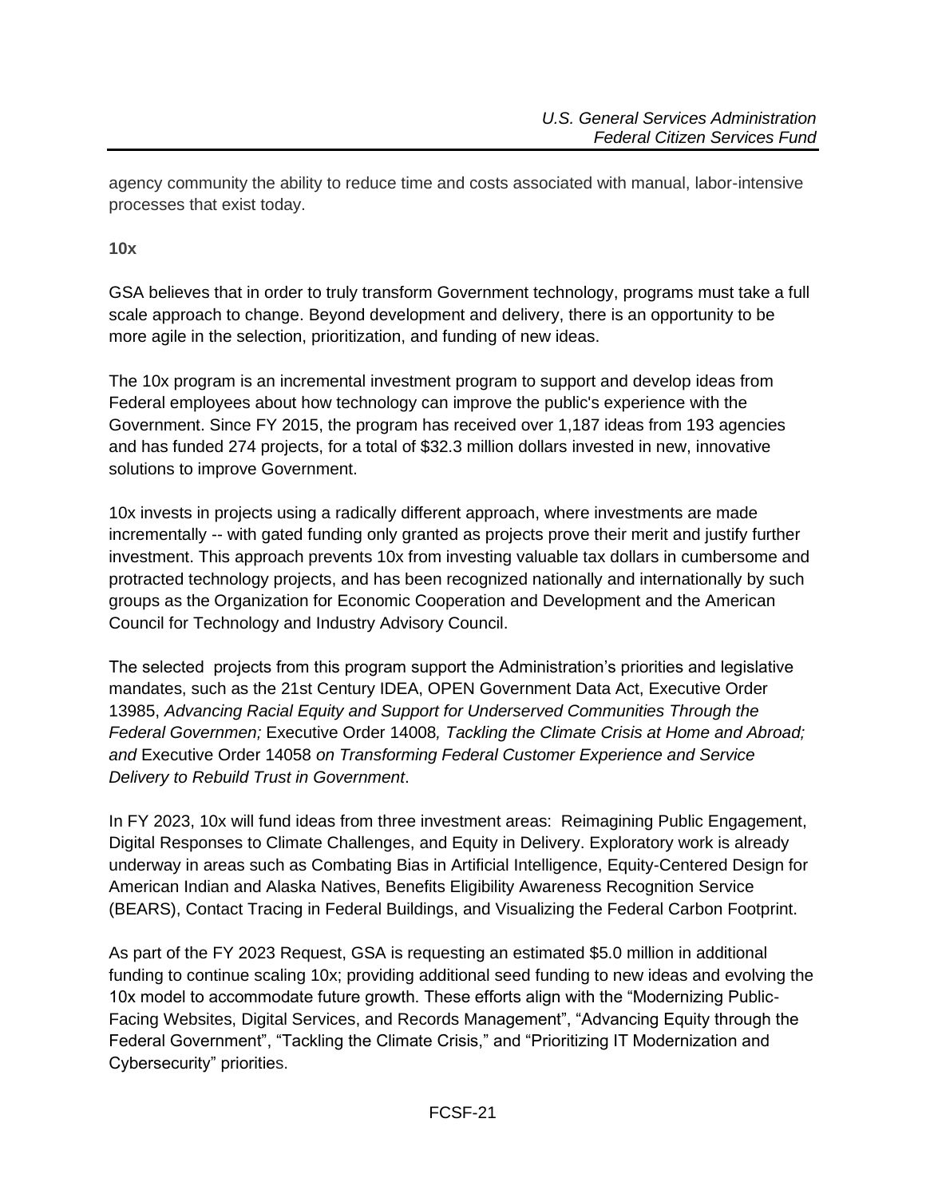agency community the ability to reduce time and costs associated with manual, labor-intensive processes that exist today.

**10x**

GSA believes that in order to truly transform Government technology, programs must take a full scale approach to change. Beyond development and delivery, there is an opportunity to be more agile in the selection, prioritization, and funding of new ideas.

The 10x program is an incremental investment program to support and develop ideas from Federal employees about how technology can improve the public's experience with the Government. Since FY 2015, the program has received over 1,187 ideas from 193 agencies and has funded 274 projects, for a total of $32.3 million dollars invested in new, innovative solutions to improve Government.

10x invests in projects using a radically different approach, where investments are made incrementally -- with gated funding only granted as projects prove their merit and justify further investment. This approach prevents 10x from investing valuable tax dollars in cumbersome and protracted technology projects, and has been recognized nationally and internationally by such groups as the Organization for Economic Cooperation and Development and the American Council for Technology and Industry Advisory Council.

The selected projects from this program support the Administration's priorities and legislative mandates, such as the 21st Century IDEA, OPEN Government Data Act, Executive Order 13985, *Advancing Racial Equity and Support for Underserved Communities Through the Federal Governmen;* Executive Order 14008*, Tackling the Climate Crisis at Home and Abroad; and* Executive Order 14058 *on Transforming Federal Customer Experience and Service Delivery to Rebuild Trust in Government*.

In FY 2023, 10x will fund ideas from three investment areas: Reimagining Public Engagement, Digital Responses to Climate Challenges, and Equity in Delivery. Exploratory work is already underway in areas such as Combating Bias in Artificial Intelligence, Equity-Centered Design for American Indian and Alaska Natives, Benefits Eligibility Awareness Recognition Service (BEARS), Contact Tracing in Federal Buildings, and Visualizing the Federal Carbon Footprint.

As part of the FY 2023 Request, GSA is requesting an estimated $5.0 million in additional funding to continue scaling 10x; providing additional seed funding to new ideas and evolving the 10x model to accommodate future growth. These efforts align with the "Modernizing Public-Facing Websites, Digital Services, and Records Management", "Advancing Equity through the Federal Government", "Tackling the Climate Crisis," and "Prioritizing IT Modernization and Cybersecurity" priorities.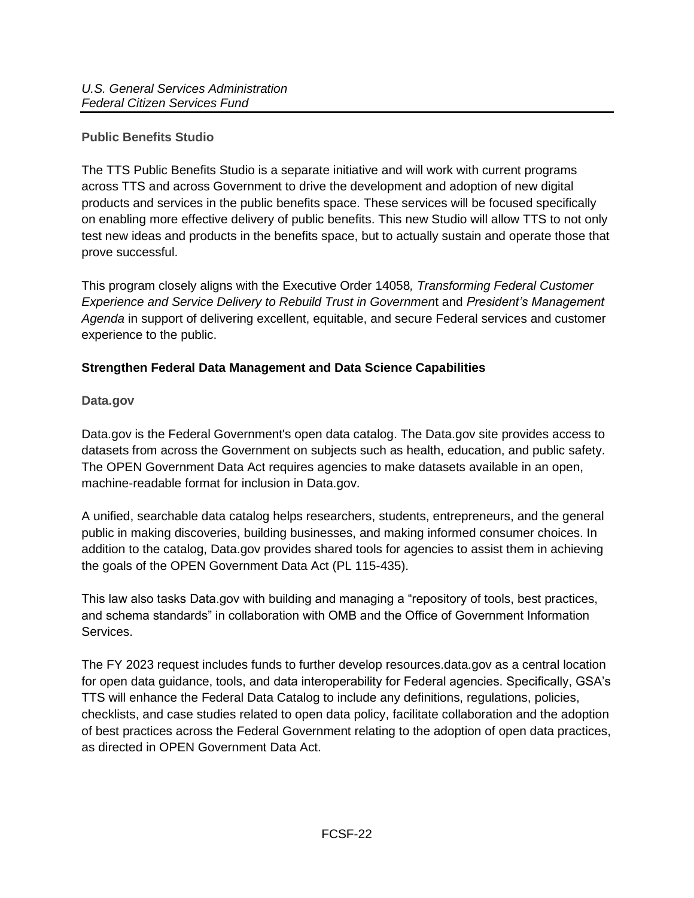### Public Benefits Studio

The TTS Public Benefits Studio is a separate initiative and will work with current programs across TTS and across Government to drive the development and adoption of new digital products and services in the public benefits space. These services will be focused specifically on enabling more effective delivery of public benefits. This new Studio will allow TTS to not only test new ideas and products in the benefits space, but to actually sustain and operate those that prove successful.

This program closely aligns with the Executive Order 14058*, Transforming Federal Customer Experience and Service Delivery to Rebuild Trust in Governmen*t and *President's Management Agenda* in support of delivering excellent, equitable, and secure Federal services and customer experience to the public.

## Strengthen Federal Data Management and Data Science Capabilities

### Data.gov

Data.gov is the Federal Government's open data catalog. The Data.gov site provides access to datasets from across the Government on subjects such as health, education, and public safety. The OPEN Government Data Act requires agencies to make datasets available in an open, machine-readable format for inclusion in Data.gov.

A unified, searchable data catalog helps researchers, students, entrepreneurs, and the general public in making discoveries, building businesses, and making informed consumer choices. In addition to the catalog, Data.gov provides shared tools for agencies to assist them in achieving the goals of the OPEN Government Data Act (PL 115-435).

This law also tasks Data.gov with building and managing a "repository of tools, best practices, and schema standards" in collaboration with OMB and the Office of Government Information Services.

The FY 2023 request includes funds to further develop resources.data.gov as a central location for open data guidance, tools, and data interoperability for Federal agencies. Specifically, GSA's TTS will enhance the Federal Data Catalog to include any definitions, regulations, policies, checklists, and case studies related to open data policy, facilitate collaboration and the adoption of best practices across the Federal Government relating to the adoption of open data practices, as directed in OPEN Government Data Act.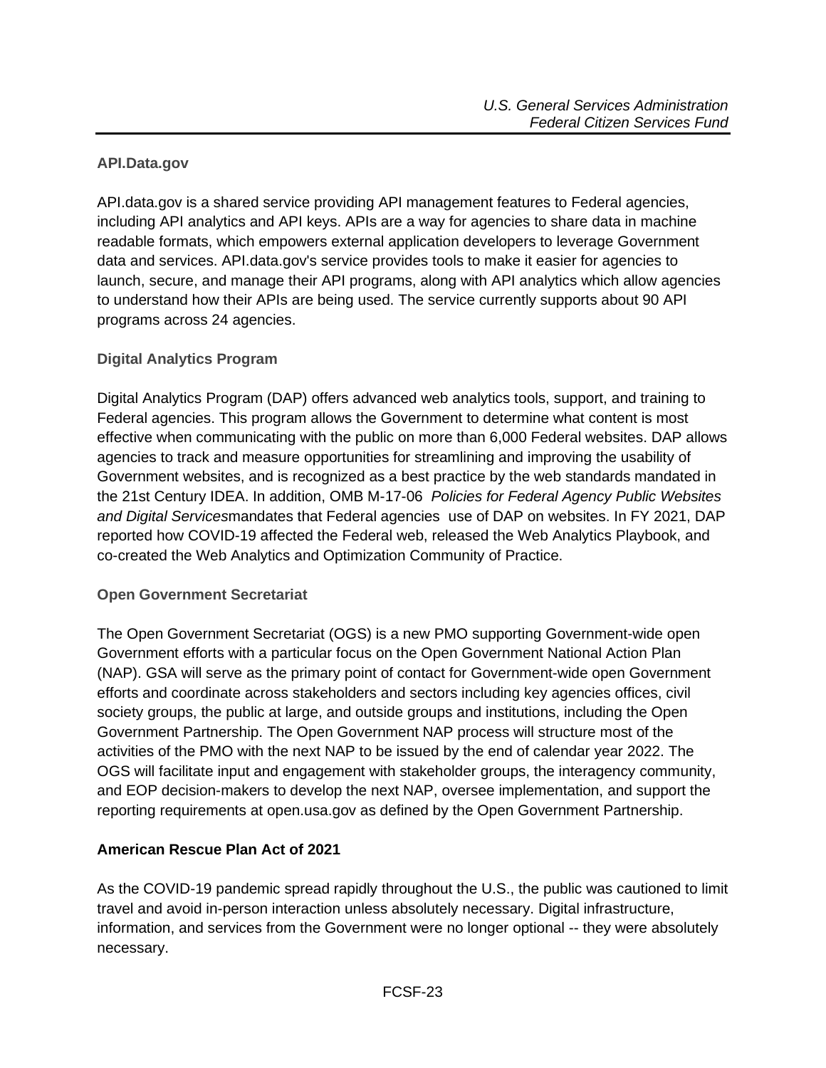### API.Data.gov

API.data.gov is a shared service providing API management features to Federal agencies, including API analytics and API keys. APIs are a way for agencies to share data in machine readable formats, which empowers external application developers to leverage Government data and services. API.data.gov's service provides tools to make it easier for agencies to launch, secure, and manage their API programs, along with API analytics which allow agencies to understand how their APIs are being used. The service currently supports about 90 API programs across 24 agencies.

### Digital Analytics Program

Digital Analytics Program (DAP) offers advanced web analytics tools, support, and training to Federal agencies. This program allows the Government to determine what content is most effective when communicating with the public on more than 6,000 Federal websites. DAP allows agencies to track and measure opportunities for streamlining and improving the usability of Government websites, and is recognized as a best practice by the web standards mandated in the 21st Century IDEA. In addition, OMB M-17-06 *Policies for Federal Agency Public Websites and Digital Services*mandates that Federal agencies use of DAP on websites. In FY 2021, DAP reported how COVID-19 affected the Federal web, released the Web Analytics Playbook, and co-created the Web Analytics and Optimization Community of Practice.

### Open Government Secretariat

The Open Government Secretariat (OGS) is a new PMO supporting Government-wide open Government efforts with a particular focus on the Open Government National Action Plan (NAP). GSA will serve as the primary point of contact for Government-wide open Government efforts and coordinate across stakeholders and sectors including key agencies offices, civil society groups, the public at large, and outside groups and institutions, including the Open Government Partnership. The Open Government NAP process will structure most of the activities of the PMO with the next NAP to be issued by the end of calendar year 2022. The OGS will facilitate input and engagement with stakeholder groups, the interagency community, and EOP decision-makers to develop the next NAP, oversee implementation, and support the reporting requirements at open.usa.gov as defined by the Open Government Partnership.

## American Rescue Plan Act of 2021

As the COVID-19 pandemic spread rapidly throughout the U.S., the public was cautioned to limit travel and avoid in-person interaction unless absolutely necessary. Digital infrastructure, information, and services from the Government were no longer optional -- they were absolutely necessary.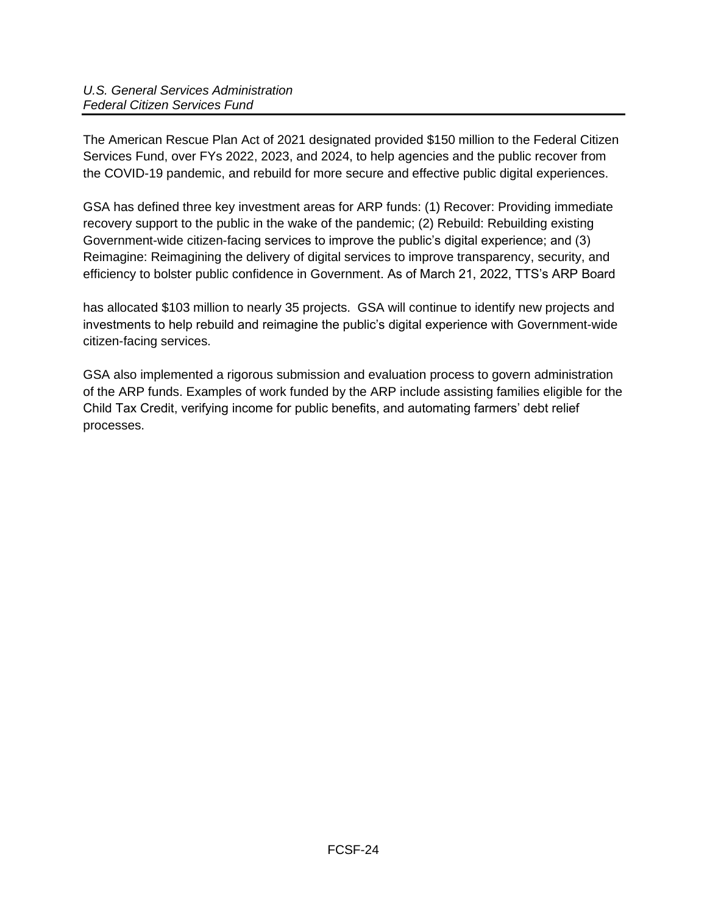The American Rescue Plan Act of 2021 designated provided $150 million to the Federal Citizen Services Fund, over FYs 2022, 2023, and 2024, to help agencies and the public recover from the COVID-19 pandemic, and rebuild for more secure and effective public digital experiences.

GSA has defined three key investment areas for ARP funds: (1) Recover: Providing immediate recovery support to the public in the wake of the pandemic; (2) Rebuild: Rebuilding existing Government-wide citizen-facing services to improve the public's digital experience; and (3) Reimagine: Reimagining the delivery of digital services to improve transparency, security, and efficiency to bolster public confidence in Government. As of March 21, 2022, TTS's ARP Board

has allocated $103 million to nearly 35 projects. GSA will continue to identify new projects and investments to help rebuild and reimagine the public's digital experience with Government-wide citizen-facing services.

GSA also implemented a rigorous submission and evaluation process to govern administration of the ARP funds. Examples of work funded by the ARP include assisting families eligible for the Child Tax Credit, verifying income for public benefits, and automating farmers' debt relief processes.